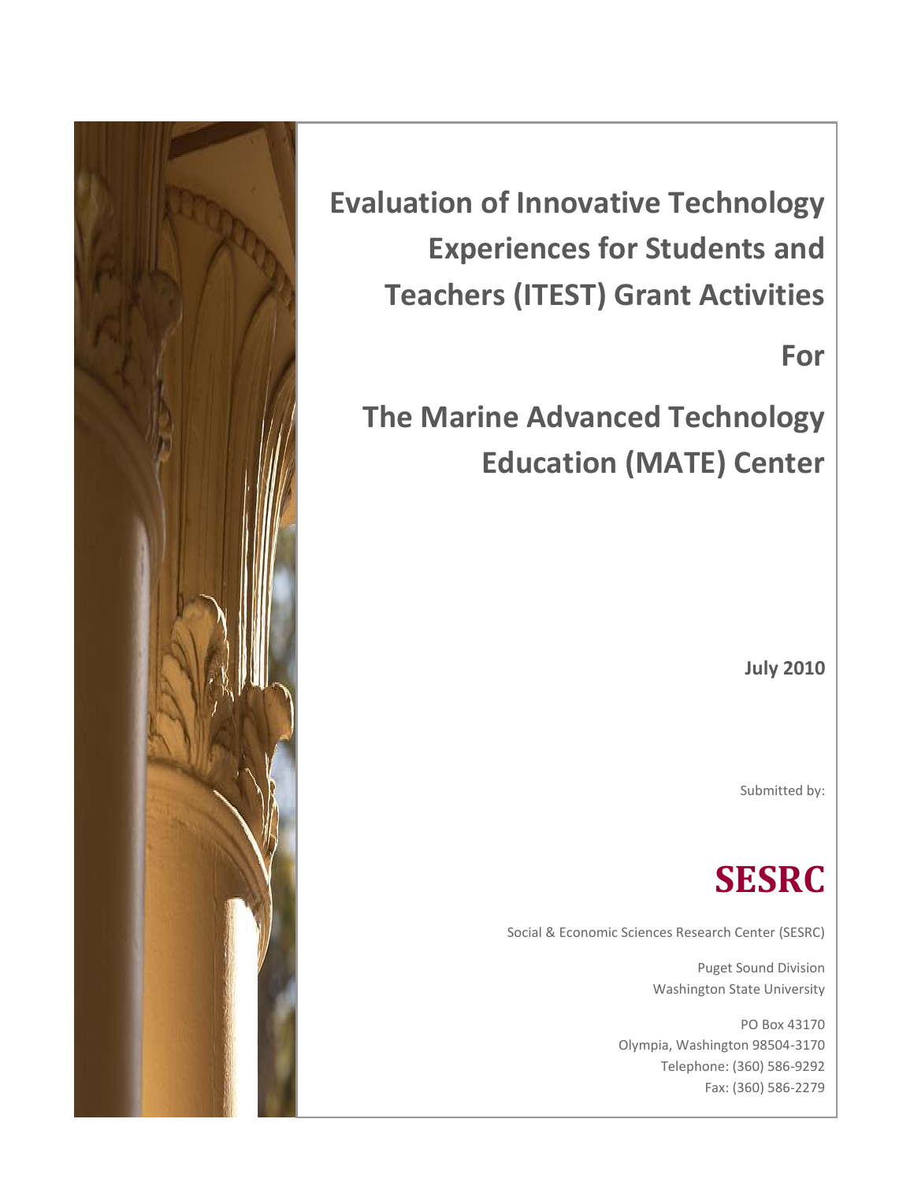# Evaluation of Innovative Technology Experiences for Students and Teachers (ITEST) Grant Activities

# For

# The Marine Advanced Technology Education (MATE) Center

**July 2010**

Submitted by:

**SESRC**

Social & Economic Sciences Research Center (SESRC)

Puget Sound Division
Washington State University

PO Box 43170
Olympia, Washington 98504-3170
Telephone: (360) 586-9292
Fax: (360) 586-2279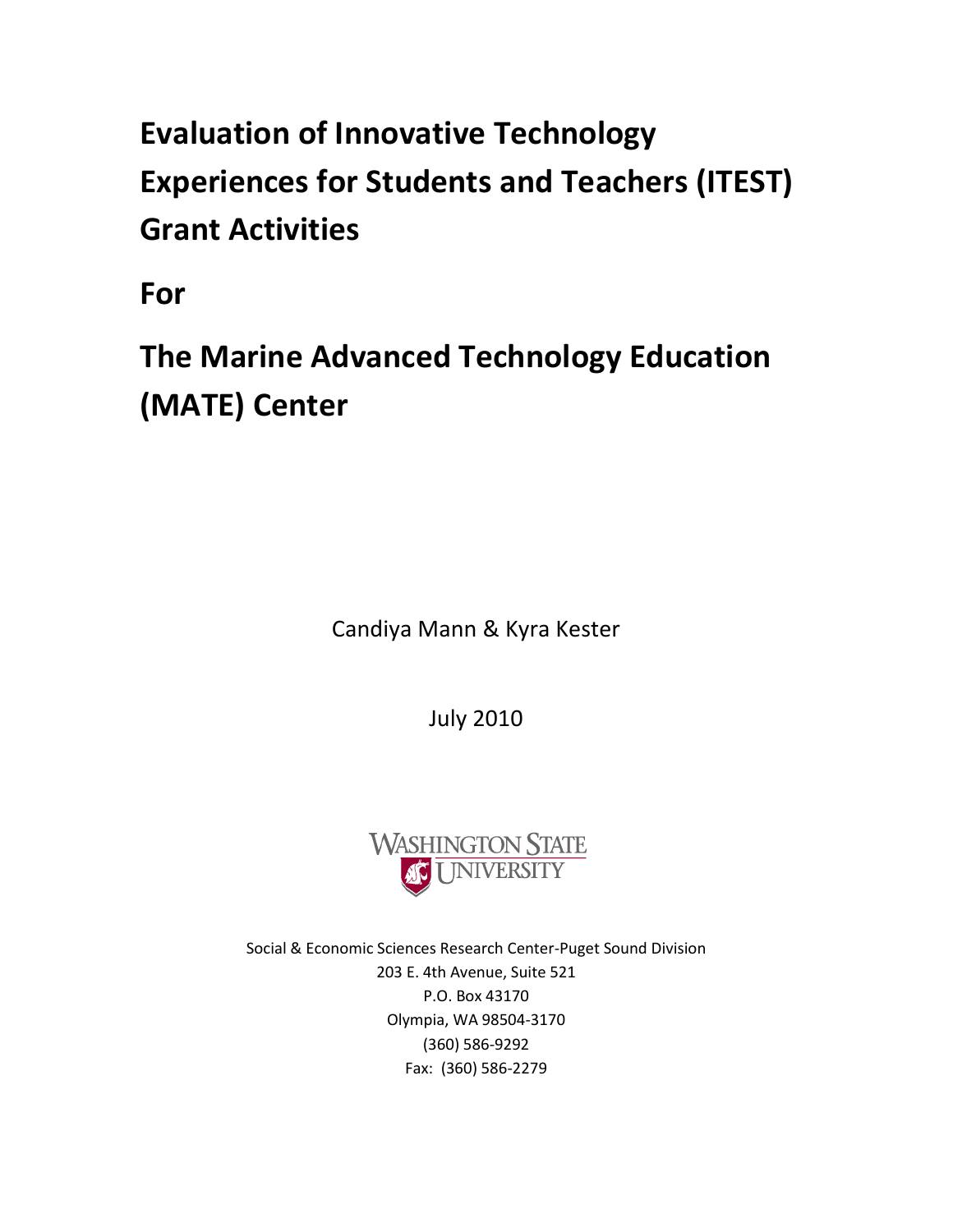# Evaluation of Innovative Technology Experiences for Students and Teachers (ITEST) Grant Activities

# For

# The Marine Advanced Technology Education (MATE) Center

Candiya Mann & Kyra Kester

July 2010

WASHINGTON STATE UNIVERSITY

Social & Economic Sciences Research Center-Puget Sound Division
203 E. 4th Avenue, Suite 521
P.O. Box 43170
Olympia, WA 98504-3170
(360) 586-9292
Fax: (360) 586-2279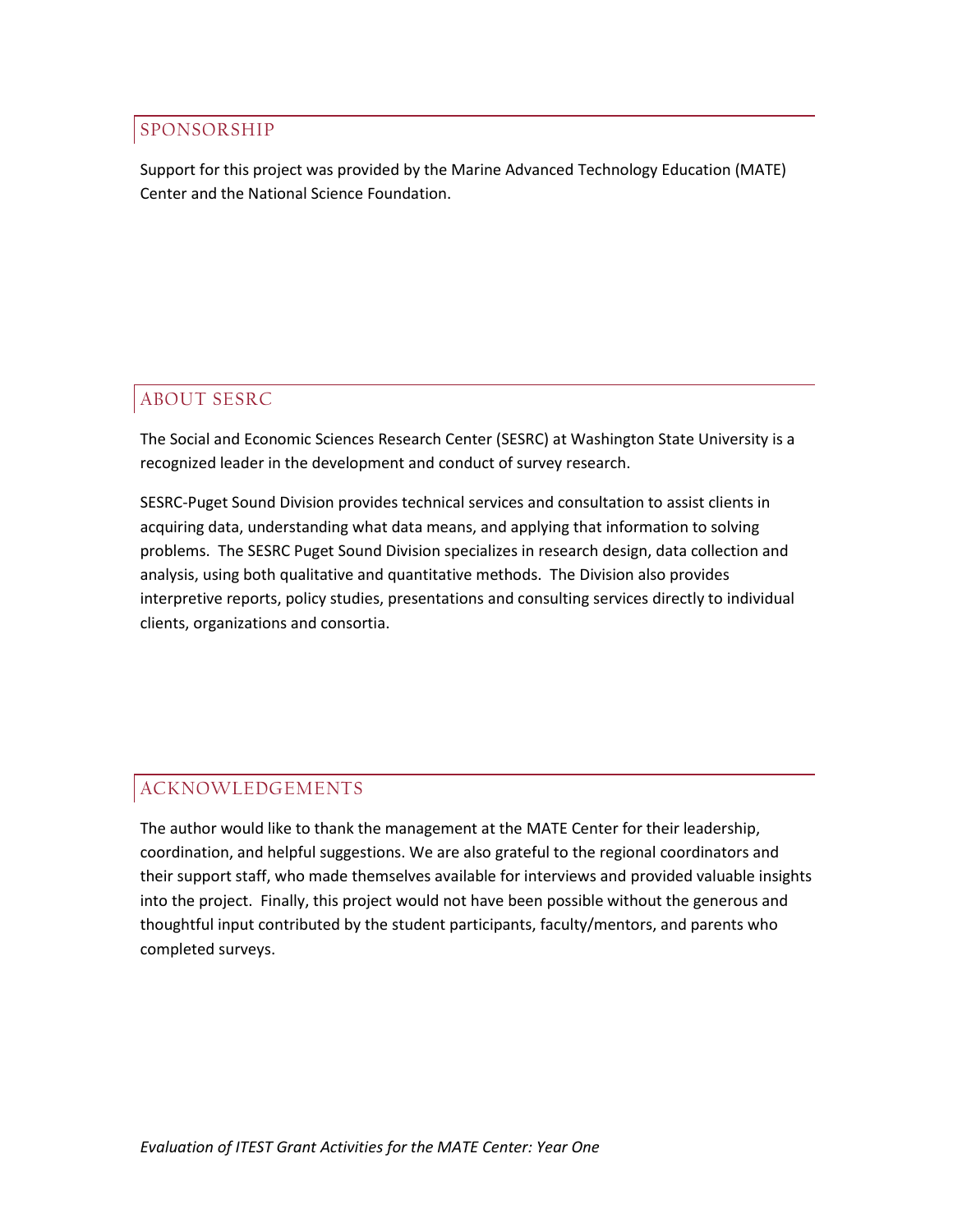## SPONSORSHIP

Support for this project was provided by the Marine Advanced Technology Education (MATE) Center and the National Science Foundation.

## ABOUT SESRC

The Social and Economic Sciences Research Center (SESRC) at Washington State University is a recognized leader in the development and conduct of survey research.

SESRC-Puget Sound Division provides technical services and consultation to assist clients in acquiring data, understanding what data means, and applying that information to solving problems. The SESRC Puget Sound Division specializes in research design, data collection and analysis, using both qualitative and quantitative methods. The Division also provides interpretive reports, policy studies, presentations and consulting services directly to individual clients, organizations and consortia.

## ACKNOWLEDGEMENTS

The author would like to thank the management at the MATE Center for their leadership, coordination, and helpful suggestions. We are also grateful to the regional coordinators and their support staff, who made themselves available for interviews and provided valuable insights into the project. Finally, this project would not have been possible without the generous and thoughtful input contributed by the student participants, faculty/mentors, and parents who completed surveys.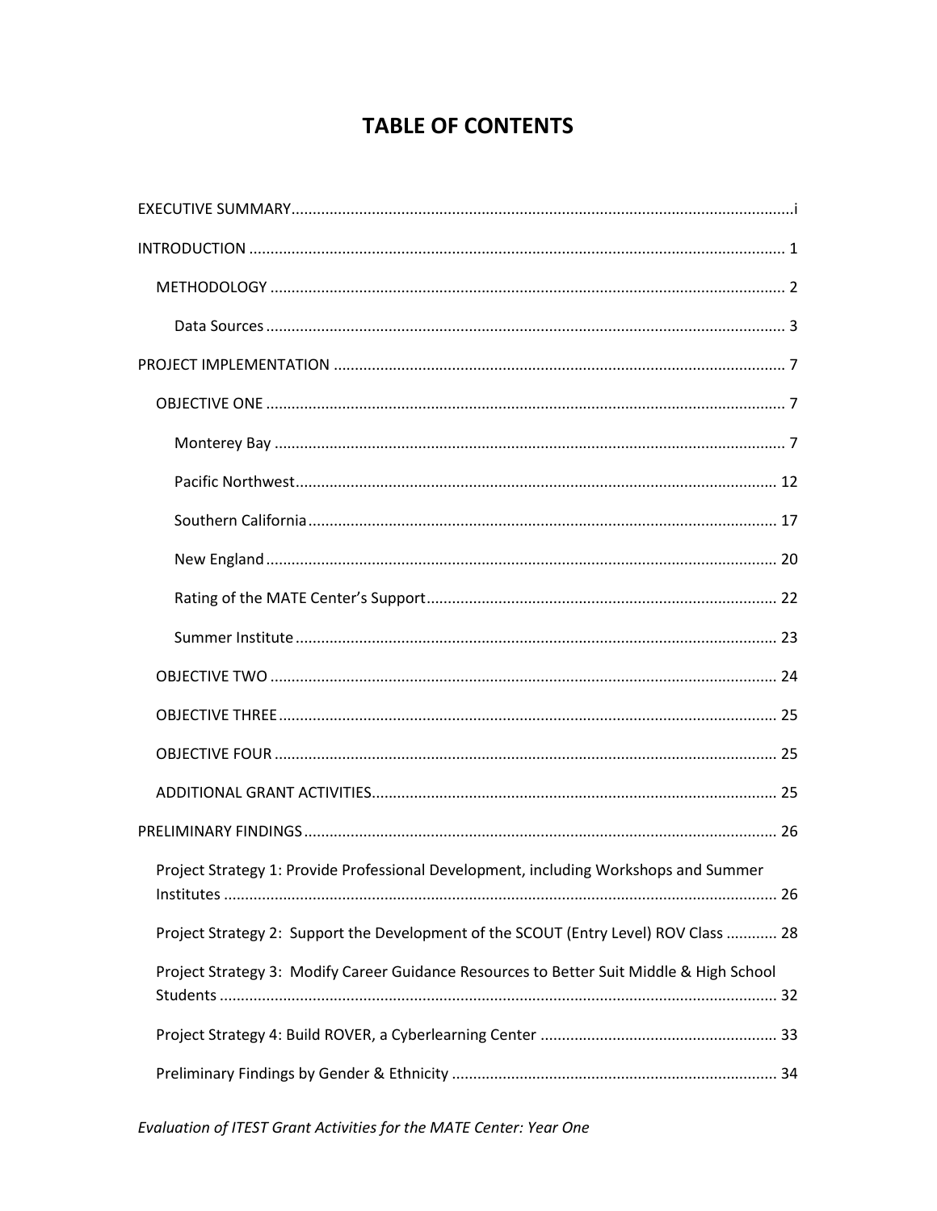# TABLE OF CONTENTS

EXECUTIVE SUMMARY ..................................................... i

INTRODUCTION ..................................................... 1

- METHODOLOGY ..................................................... 2
  - Data Sources ..................................................... 3

PROJECT IMPLEMENTATION ..................................................... 7

- OBJECTIVE ONE ..................................................... 7
  - Monterey Bay ..................................................... 7
  - Pacific Northwest ..................................................... 12
  - Southern California ..................................................... 17
  - New England ..................................................... 20
  - Rating of the MATE Center's Support ..................................................... 22
  - Summer Institute ..................................................... 23
- OBJECTIVE TWO ..................................................... 24
- OBJECTIVE THREE ..................................................... 25
- OBJECTIVE FOUR ..................................................... 25
- ADDITIONAL GRANT ACTIVITIES ..................................................... 25

PRELIMINARY FINDINGS ..................................................... 26

- Project Strategy 1: Provide Professional Development, including Workshops and Summer Institutes ..................................................... 26
- Project Strategy 2: Support the Development of the SCOUT (Entry Level) ROV Class ............ 28
- Project Strategy 3: Modify Career Guidance Resources to Better Suit Middle & High School Students ..................................................... 32
- Project Strategy 4: Build ROVER, a Cyberlearning Center ..................................................... 33
- Preliminary Findings by Gender & Ethnicity ..................................................... 34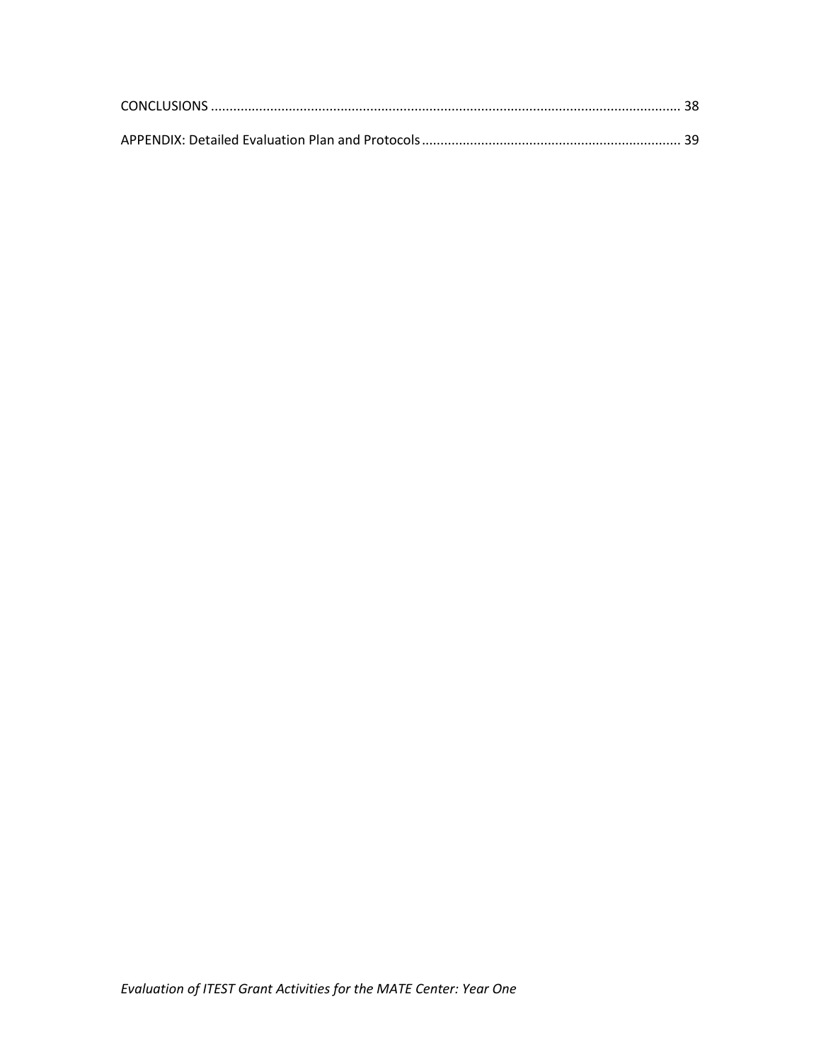CONCLUSIONS ............................................................................................................................ 38

APPENDIX: Detailed Evaluation Plan and Protocols ..................................................................... 39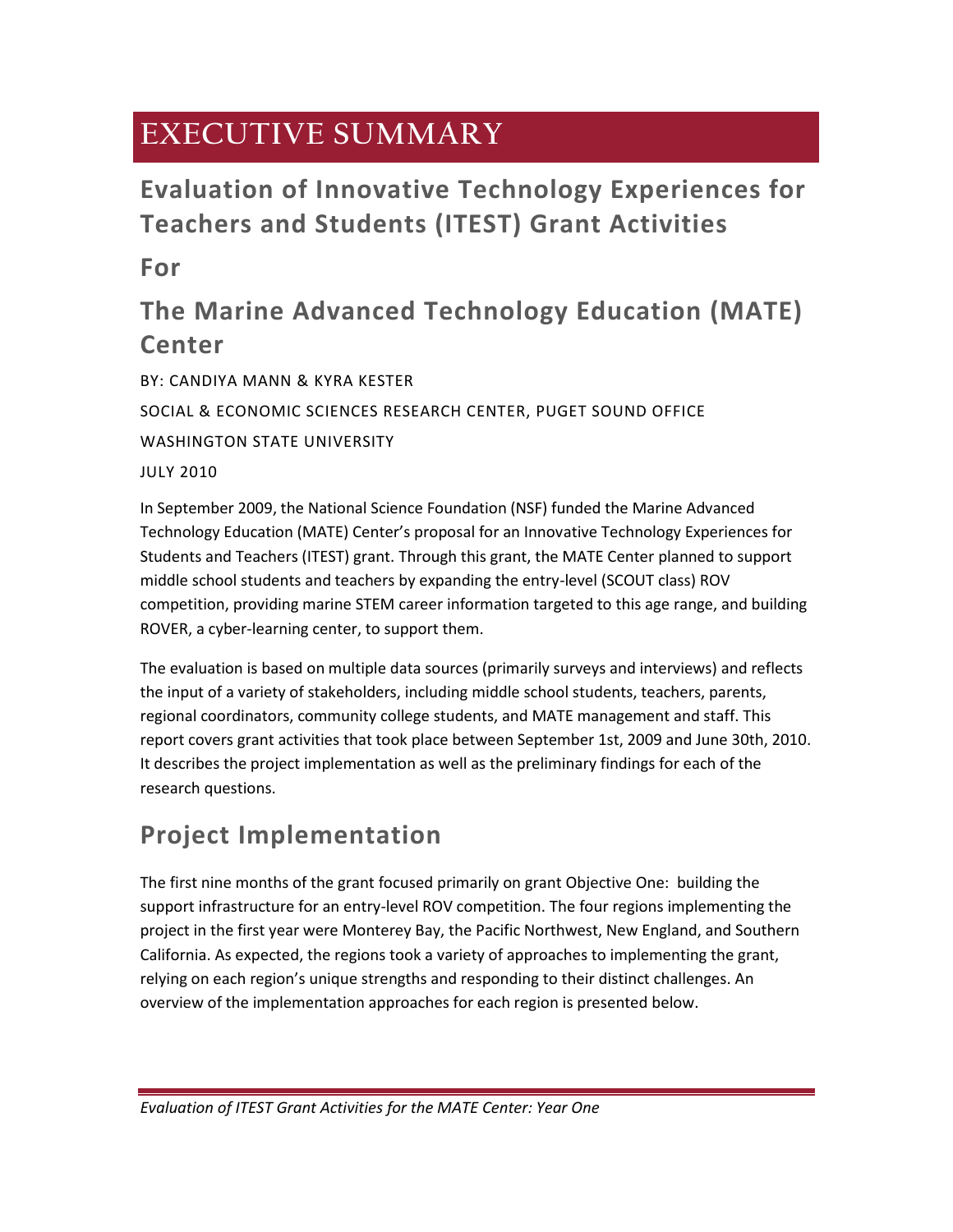# EXECUTIVE SUMMARY

## Evaluation of Innovative Technology Experiences for Teachers and Students (ITEST) Grant Activities

## For

## The Marine Advanced Technology Education (MATE) Center

BY: CANDIYA MANN & KYRA KESTER

SOCIAL & ECONOMIC SCIENCES RESEARCH CENTER, PUGET SOUND OFFICE

WASHINGTON STATE UNIVERSITY

JULY 2010

In September 2009, the National Science Foundation (NSF) funded the Marine Advanced Technology Education (MATE) Center's proposal for an Innovative Technology Experiences for Students and Teachers (ITEST) grant. Through this grant, the MATE Center planned to support middle school students and teachers by expanding the entry-level (SCOUT class) ROV competition, providing marine STEM career information targeted to this age range, and building ROVER, a cyber-learning center, to support them.

The evaluation is based on multiple data sources (primarily surveys and interviews) and reflects the input of a variety of stakeholders, including middle school students, teachers, parents, regional coordinators, community college students, and MATE management and staff. This report covers grant activities that took place between September 1st, 2009 and June 30th, 2010. It describes the project implementation as well as the preliminary findings for each of the research questions.

## Project Implementation

The first nine months of the grant focused primarily on grant Objective One: building the support infrastructure for an entry-level ROV competition. The four regions implementing the project in the first year were Monterey Bay, the Pacific Northwest, New England, and Southern California. As expected, the regions took a variety of approaches to implementing the grant, relying on each region's unique strengths and responding to their distinct challenges. An overview of the implementation approaches for each region is presented below.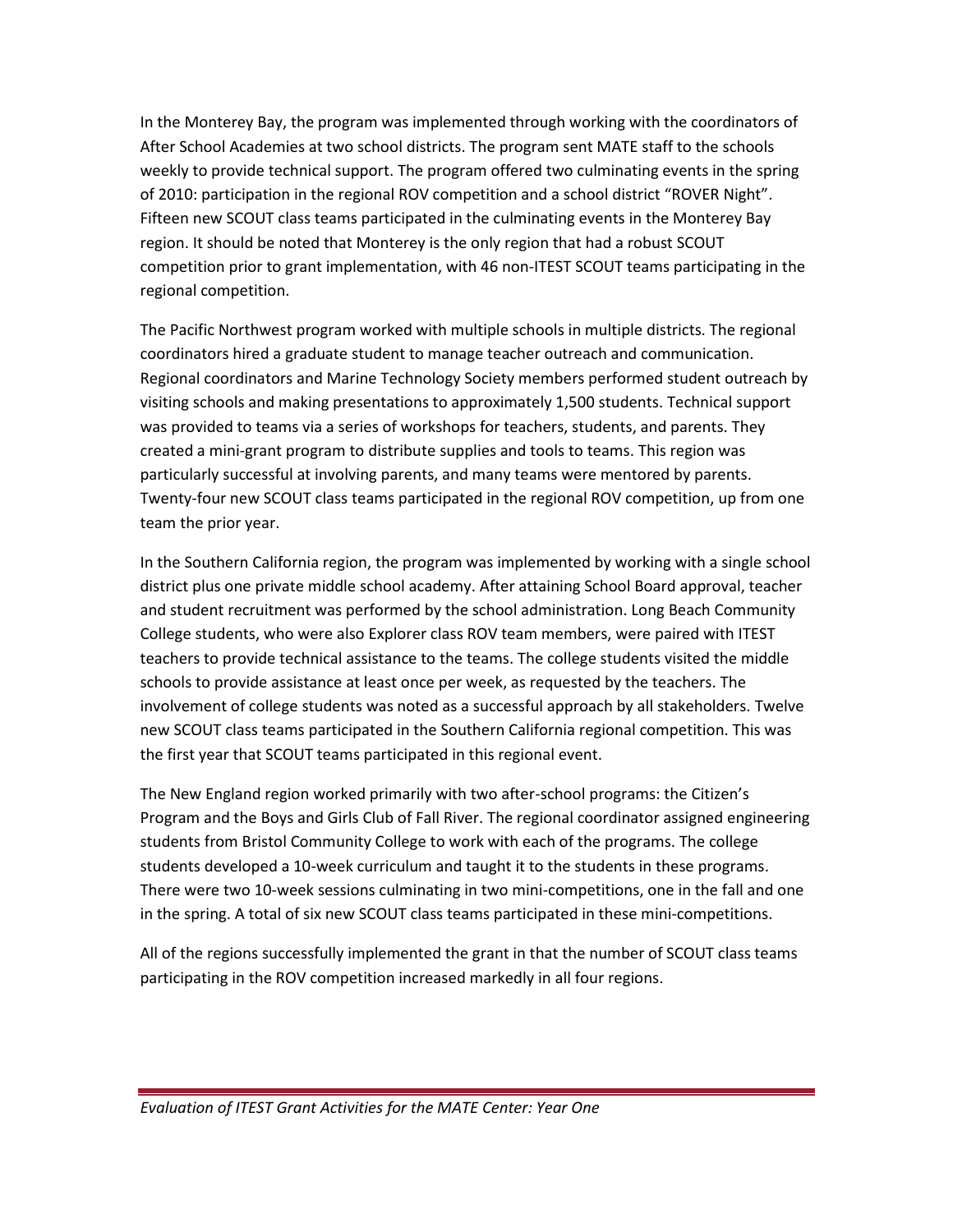In the Monterey Bay, the program was implemented through working with the coordinators of After School Academies at two school districts. The program sent MATE staff to the schools weekly to provide technical support. The program offered two culminating events in the spring of 2010: participation in the regional ROV competition and a school district "ROVER Night". Fifteen new SCOUT class teams participated in the culminating events in the Monterey Bay region. It should be noted that Monterey is the only region that had a robust SCOUT competition prior to grant implementation, with 46 non-ITEST SCOUT teams participating in the regional competition.

The Pacific Northwest program worked with multiple schools in multiple districts. The regional coordinators hired a graduate student to manage teacher outreach and communication. Regional coordinators and Marine Technology Society members performed student outreach by visiting schools and making presentations to approximately 1,500 students. Technical support was provided to teams via a series of workshops for teachers, students, and parents. They created a mini-grant program to distribute supplies and tools to teams. This region was particularly successful at involving parents, and many teams were mentored by parents. Twenty-four new SCOUT class teams participated in the regional ROV competition, up from one team the prior year.

In the Southern California region, the program was implemented by working with a single school district plus one private middle school academy. After attaining School Board approval, teacher and student recruitment was performed by the school administration. Long Beach Community College students, who were also Explorer class ROV team members, were paired with ITEST teachers to provide technical assistance to the teams. The college students visited the middle schools to provide assistance at least once per week, as requested by the teachers. The involvement of college students was noted as a successful approach by all stakeholders. Twelve new SCOUT class teams participated in the Southern California regional competition. This was the first year that SCOUT teams participated in this regional event.

The New England region worked primarily with two after-school programs: the Citizen's Program and the Boys and Girls Club of Fall River. The regional coordinator assigned engineering students from Bristol Community College to work with each of the programs. The college students developed a 10-week curriculum and taught it to the students in these programs. There were two 10-week sessions culminating in two mini-competitions, one in the fall and one in the spring. A total of six new SCOUT class teams participated in these mini-competitions.

All of the regions successfully implemented the grant in that the number of SCOUT class teams participating in the ROV competition increased markedly in all four regions.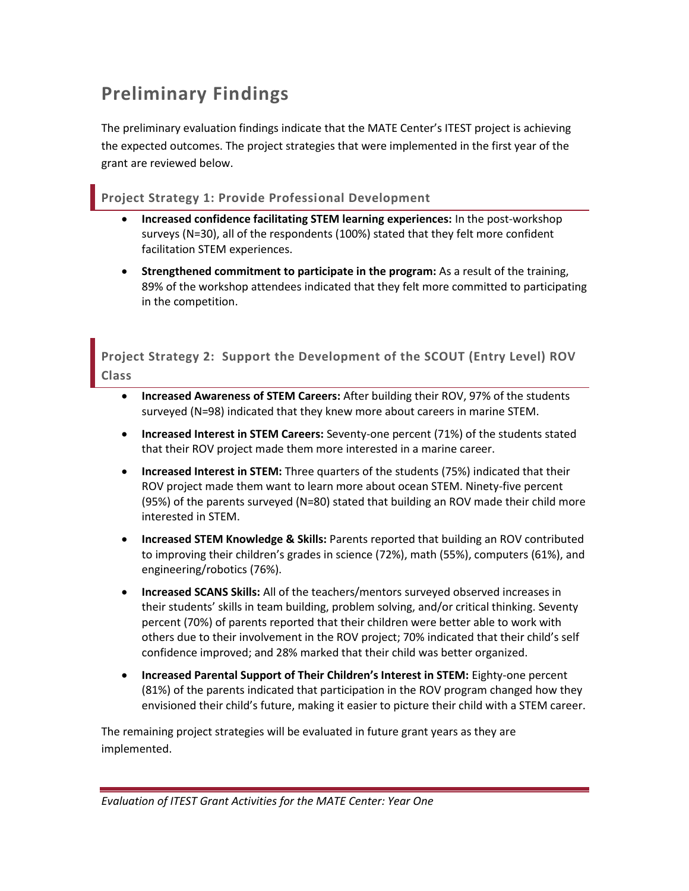# Preliminary Findings

The preliminary evaluation findings indicate that the MATE Center's ITEST project is achieving the expected outcomes. The project strategies that were implemented in the first year of the grant are reviewed below.

## Project Strategy 1: Provide Professional Development

- **Increased confidence facilitating STEM learning experiences:** In the post-workshop surveys (N=30), all of the respondents (100%) stated that they felt more confident facilitation STEM experiences.
- **Strengthened commitment to participate in the program:** As a result of the training, 89% of the workshop attendees indicated that they felt more committed to participating in the competition.

## Project Strategy 2: Support the Development of the SCOUT (Entry Level) ROV Class

- **Increased Awareness of STEM Careers:** After building their ROV, 97% of the students surveyed (N=98) indicated that they knew more about careers in marine STEM.
- **Increased Interest in STEM Careers:** Seventy-one percent (71%) of the students stated that their ROV project made them more interested in a marine career.
- **Increased Interest in STEM:** Three quarters of the students (75%) indicated that their ROV project made them want to learn more about ocean STEM. Ninety-five percent (95%) of the parents surveyed (N=80) stated that building an ROV made their child more interested in STEM.
- **Increased STEM Knowledge & Skills:** Parents reported that building an ROV contributed to improving their children's grades in science (72%), math (55%), computers (61%), and engineering/robotics (76%).
- **Increased SCANS Skills:** All of the teachers/mentors surveyed observed increases in their students' skills in team building, problem solving, and/or critical thinking. Seventy percent (70%) of parents reported that their children were better able to work with others due to their involvement in the ROV project; 70% indicated that their child's self confidence improved; and 28% marked that their child was better organized.
- **Increased Parental Support of Their Children's Interest in STEM:** Eighty-one percent (81%) of the parents indicated that participation in the ROV program changed how they envisioned their child's future, making it easier to picture their child with a STEM career.

The remaining project strategies will be evaluated in future grant years as they are implemented.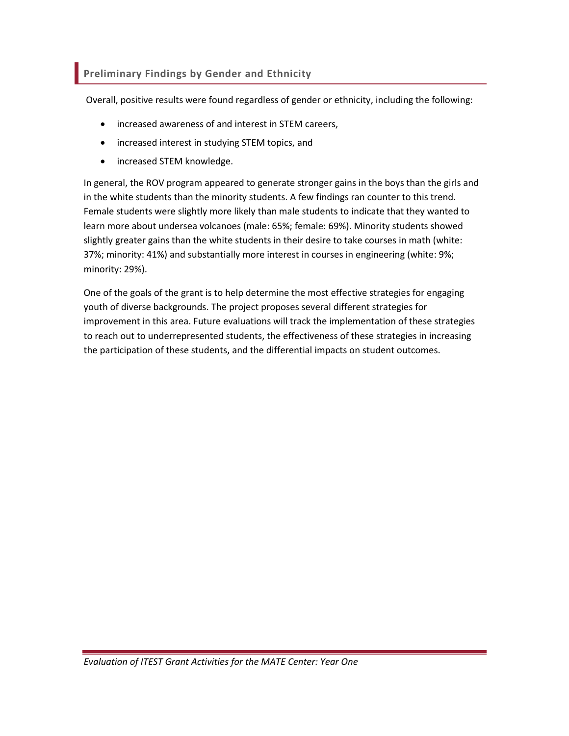## Preliminary Findings by Gender and Ethnicity

Overall, positive results were found regardless of gender or ethnicity, including the following:

- increased awareness of and interest in STEM careers,
- increased interest in studying STEM topics, and
- increased STEM knowledge.

In general, the ROV program appeared to generate stronger gains in the boys than the girls and in the white students than the minority students. A few findings ran counter to this trend. Female students were slightly more likely than male students to indicate that they wanted to learn more about undersea volcanoes (male: 65%; female: 69%). Minority students showed slightly greater gains than the white students in their desire to take courses in math (white: 37%; minority: 41%) and substantially more interest in courses in engineering (white: 9%; minority: 29%).

One of the goals of the grant is to help determine the most effective strategies for engaging youth of diverse backgrounds. The project proposes several different strategies for improvement in this area. Future evaluations will track the implementation of these strategies to reach out to underrepresented students, the effectiveness of these strategies in increasing the participation of these students, and the differential impacts on student outcomes.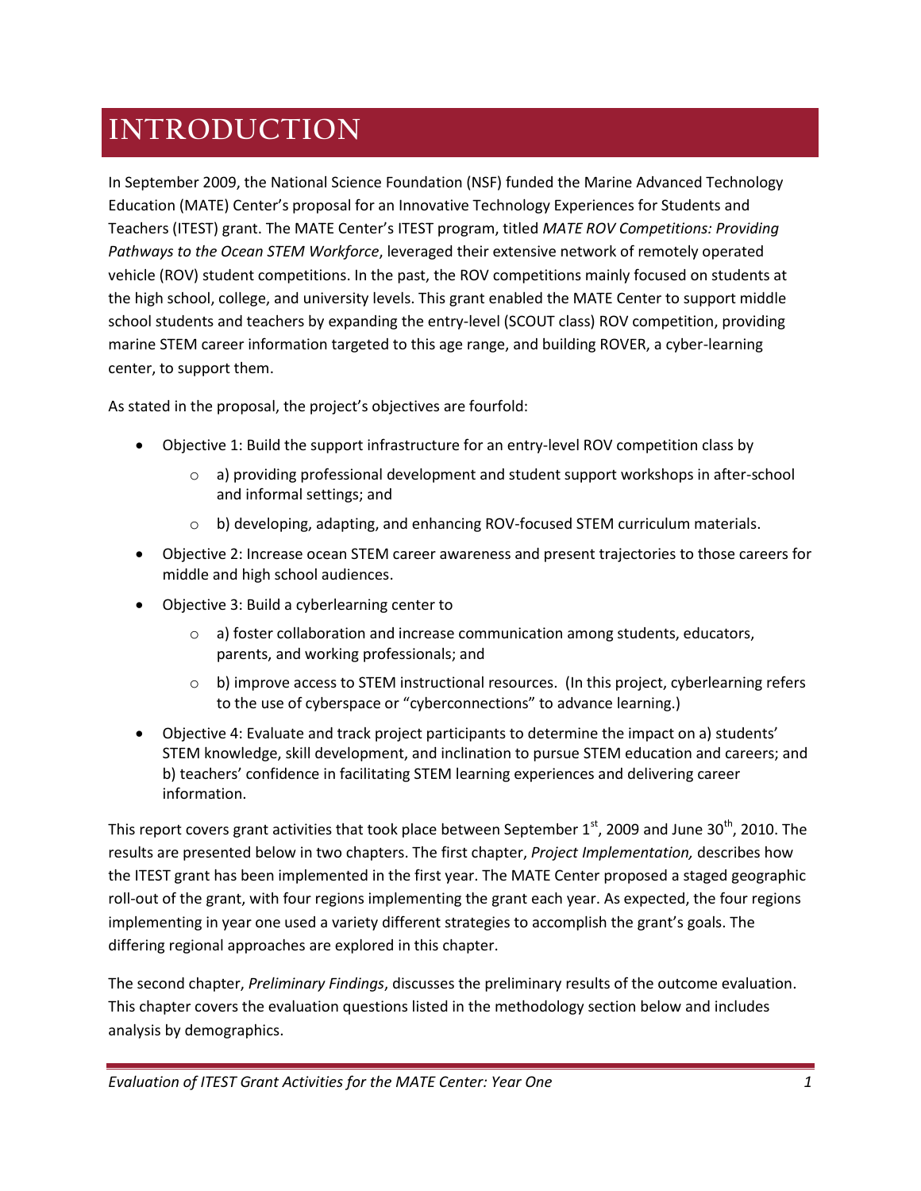# INTRODUCTION

In September 2009, the National Science Foundation (NSF) funded the Marine Advanced Technology Education (MATE) Center's proposal for an Innovative Technology Experiences for Students and Teachers (ITEST) grant. The MATE Center's ITEST program, titled *MATE ROV Competitions: Providing Pathways to the Ocean STEM Workforce*, leveraged their extensive network of remotely operated vehicle (ROV) student competitions. In the past, the ROV competitions mainly focused on students at the high school, college, and university levels. This grant enabled the MATE Center to support middle school students and teachers by expanding the entry-level (SCOUT class) ROV competition, providing marine STEM career information targeted to this age range, and building ROVER, a cyber-learning center, to support them.

As stated in the proposal, the project's objectives are fourfold:

- Objective 1: Build the support infrastructure for an entry-level ROV competition class by
  - a) providing professional development and student support workshops in after-school and informal settings; and
  - b) developing, adapting, and enhancing ROV-focused STEM curriculum materials.
- Objective 2: Increase ocean STEM career awareness and present trajectories to those careers for middle and high school audiences.
- Objective 3: Build a cyberlearning center to
  - a) foster collaboration and increase communication among students, educators, parents, and working professionals; and
  - b) improve access to STEM instructional resources. (In this project, cyberlearning refers to the use of cyberspace or "cyberconnections" to advance learning.)
- Objective 4: Evaluate and track project participants to determine the impact on a) students' STEM knowledge, skill development, and inclination to pursue STEM education and careers; and b) teachers' confidence in facilitating STEM learning experiences and delivering career information.

This report covers grant activities that took place between September 1st, 2009 and June 30th, 2010. The results are presented below in two chapters. The first chapter, *Project Implementation,* describes how the ITEST grant has been implemented in the first year. The MATE Center proposed a staged geographic roll-out of the grant, with four regions implementing the grant each year. As expected, the four regions implementing in year one used a variety different strategies to accomplish the grant's goals. The differing regional approaches are explored in this chapter.

The second chapter, *Preliminary Findings*, discusses the preliminary results of the outcome evaluation. This chapter covers the evaluation questions listed in the methodology section below and includes analysis by demographics.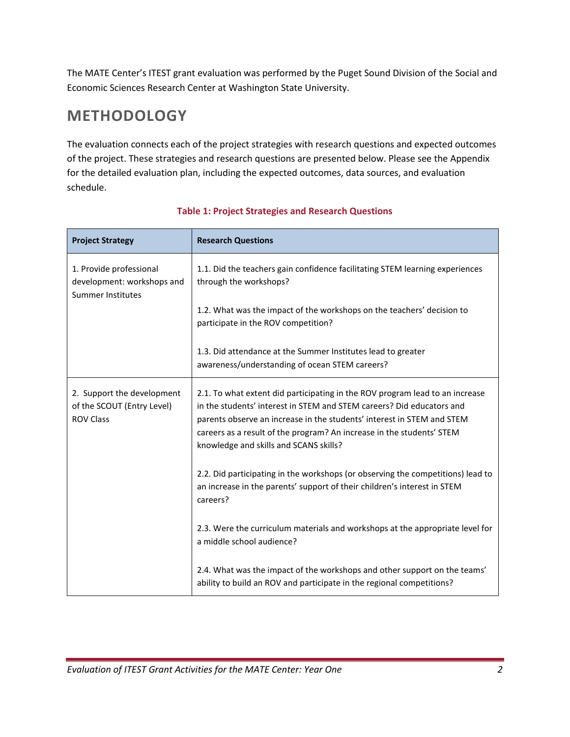The MATE Center's ITEST grant evaluation was performed by the Puget Sound Division of the Social and Economic Sciences Research Center at Washington State University.

## METHODOLOGY

The evaluation connects each of the project strategies with research questions and expected outcomes of the project. These strategies and research questions are presented below. Please see the Appendix for the detailed evaluation plan, including the expected outcomes, data sources, and evaluation schedule.

**Table 1: Project Strategies and Research Questions**

| Project Strategy | Research Questions |
|---|---|
| 1. Provide professional development: workshops and Summer Institutes | 1.1. Did the teachers gain confidence facilitating STEM learning experiences through the workshops?<br><br>1.2. What was the impact of the workshops on the teachers' decision to participate in the ROV competition?<br><br>1.3. Did attendance at the Summer Institutes lead to greater awareness/understanding of ocean STEM careers? |
| 2. Support the development of the SCOUT (Entry Level) ROV Class | 2.1. To what extent did participating in the ROV program lead to an increase in the students' interest in STEM and STEM careers? Did educators and parents observe an increase in the students' interest in STEM and STEM careers as a result of the program? An increase in the students' STEM knowledge and skills and SCANS skills?<br><br>2.2. Did participating in the workshops (or observing the competitions) lead to an increase in the parents' support of their children's interest in STEM careers?<br><br>2.3. Were the curriculum materials and workshops at the appropriate level for a middle school audience?<br><br>2.4. What was the impact of the workshops and other support on the teams' ability to build an ROV and participate in the regional competitions? |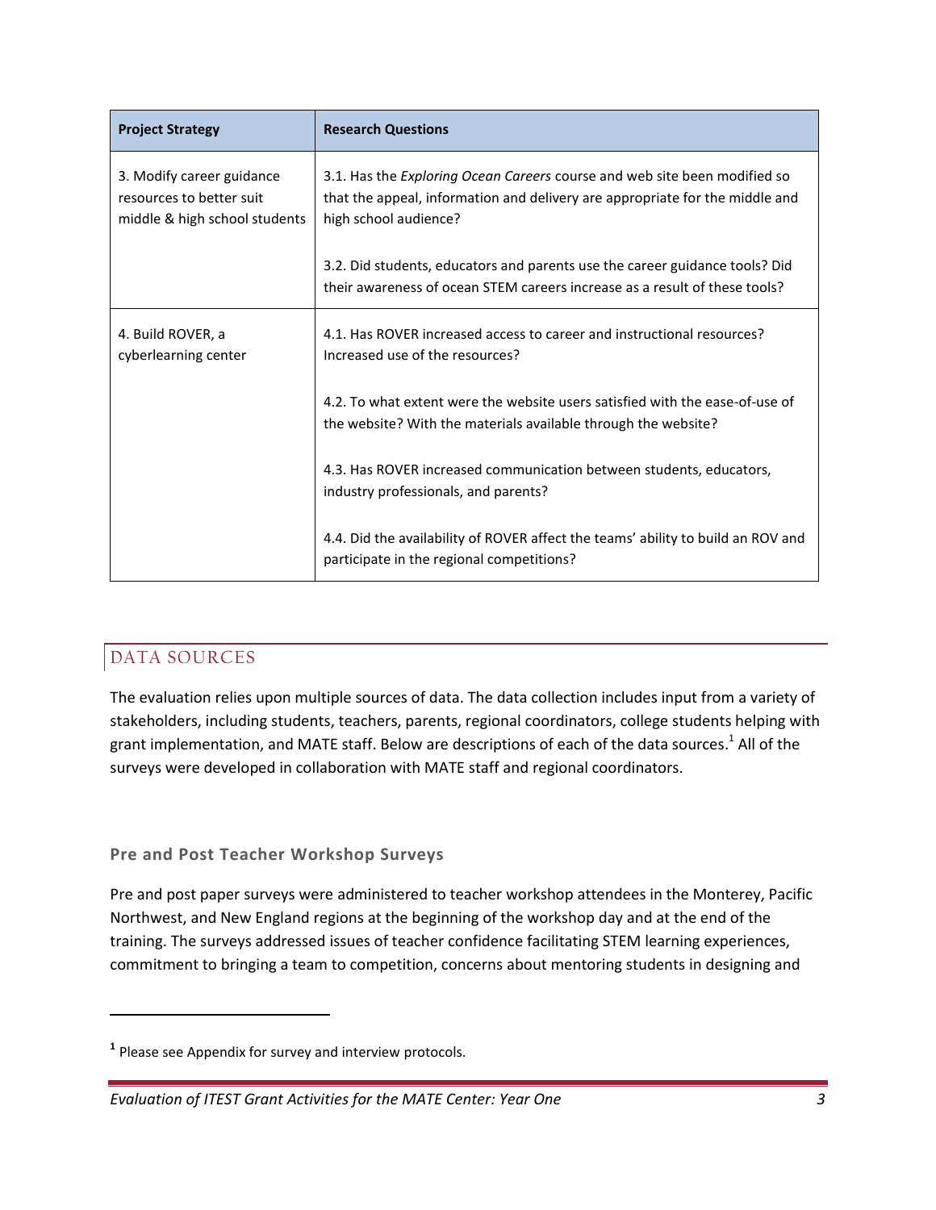| Project Strategy | Research Questions |
|---|---|
| 3. Modify career guidance resources to better suit middle & high school students | 3.1. Has the *Exploring Ocean Careers* course and web site been modified so that the appeal, information and delivery are appropriate for the middle and high school audience?<br><br>3.2. Did students, educators and parents use the career guidance tools? Did their awareness of ocean STEM careers increase as a result of these tools? |
| 4. Build ROVER, a cyberlearning center | 4.1. Has ROVER increased access to career and instructional resources? Increased use of the resources?<br><br>4.2. To what extent were the website users satisfied with the ease-of-use of the website? With the materials available through the website?<br><br>4.3. Has ROVER increased communication between students, educators, industry professionals, and parents?<br><br>4.4. Did the availability of ROVER affect the teams' ability to build an ROV and participate in the regional competitions? |

## DATA SOURCES

The evaluation relies upon multiple sources of data. The data collection includes input from a variety of stakeholders, including students, teachers, parents, regional coordinators, college students helping with grant implementation, and MATE staff. Below are descriptions of each of the data sources.[1] All of the surveys were developed in collaboration with MATE staff and regional coordinators.

### Pre and Post Teacher Workshop Surveys

Pre and post paper surveys were administered to teacher workshop attendees in the Monterey, Pacific Northwest, and New England regions at the beginning of the workshop day and at the end of the training. The surveys addressed issues of teacher confidence facilitating STEM learning experiences, commitment to bringing a team to competition, concerns about mentoring students in designing and

[1] Please see Appendix for survey and interview protocols.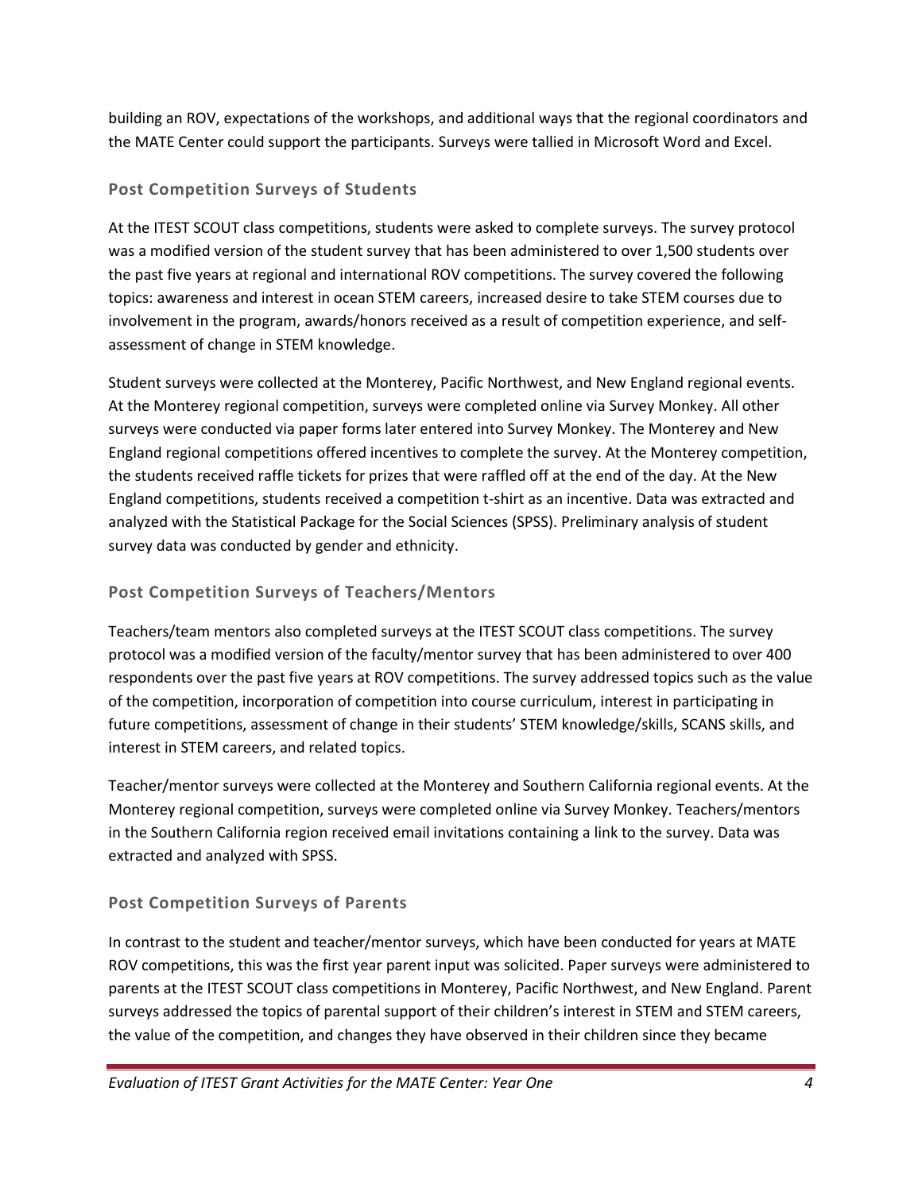building an ROV, expectations of the workshops, and additional ways that the regional coordinators and the MATE Center could support the participants. Surveys were tallied in Microsoft Word and Excel.

### Post Competition Surveys of Students

At the ITEST SCOUT class competitions, students were asked to complete surveys. The survey protocol was a modified version of the student survey that has been administered to over 1,500 students over the past five years at regional and international ROV competitions. The survey covered the following topics: awareness and interest in ocean STEM careers, increased desire to take STEM courses due to involvement in the program, awards/honors received as a result of competition experience, and self-assessment of change in STEM knowledge.

Student surveys were collected at the Monterey, Pacific Northwest, and New England regional events. At the Monterey regional competition, surveys were completed online via Survey Monkey. All other surveys were conducted via paper forms later entered into Survey Monkey. The Monterey and New England regional competitions offered incentives to complete the survey. At the Monterey competition, the students received raffle tickets for prizes that were raffled off at the end of the day. At the New England competitions, students received a competition t-shirt as an incentive. Data was extracted and analyzed with the Statistical Package for the Social Sciences (SPSS). Preliminary analysis of student survey data was conducted by gender and ethnicity.

### Post Competition Surveys of Teachers/Mentors

Teachers/team mentors also completed surveys at the ITEST SCOUT class competitions. The survey protocol was a modified version of the faculty/mentor survey that has been administered to over 400 respondents over the past five years at ROV competitions. The survey addressed topics such as the value of the competition, incorporation of competition into course curriculum, interest in participating in future competitions, assessment of change in their students' STEM knowledge/skills, SCANS skills, and interest in STEM careers, and related topics.

Teacher/mentor surveys were collected at the Monterey and Southern California regional events. At the Monterey regional competition, surveys were completed online via Survey Monkey. Teachers/mentors in the Southern California region received email invitations containing a link to the survey. Data was extracted and analyzed with SPSS.

### Post Competition Surveys of Parents

In contrast to the student and teacher/mentor surveys, which have been conducted for years at MATE ROV competitions, this was the first year parent input was solicited. Paper surveys were administered to parents at the ITEST SCOUT class competitions in Monterey, Pacific Northwest, and New England. Parent surveys addressed the topics of parental support of their children's interest in STEM and STEM careers, the value of the competition, and changes they have observed in their children since they became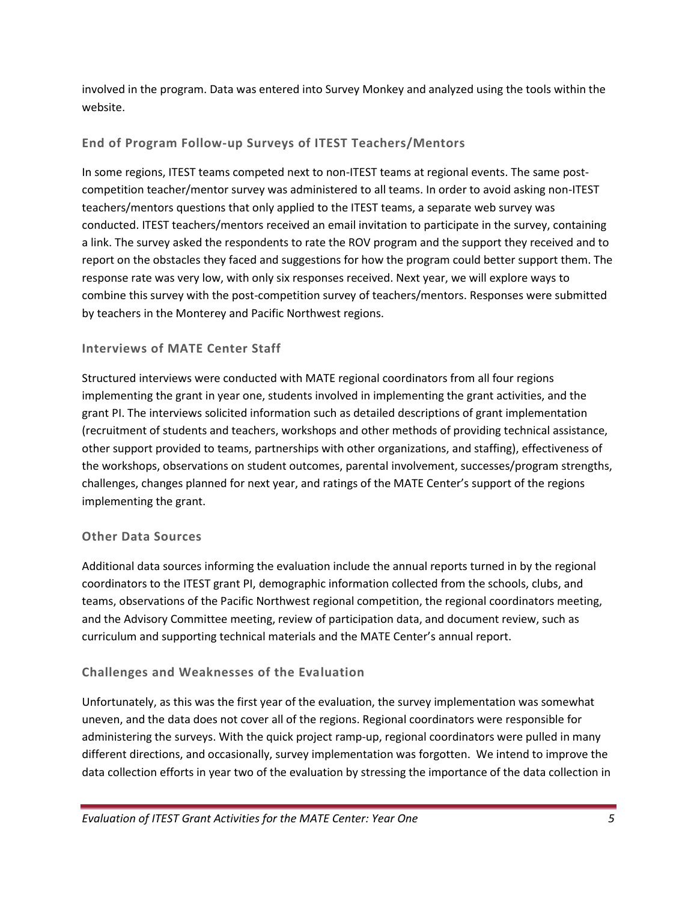involved in the program. Data was entered into Survey Monkey and analyzed using the tools within the website.

### End of Program Follow-up Surveys of ITEST Teachers/Mentors

In some regions, ITEST teams competed next to non-ITEST teams at regional events. The same post-competition teacher/mentor survey was administered to all teams. In order to avoid asking non-ITEST teachers/mentors questions that only applied to the ITEST teams, a separate web survey was conducted. ITEST teachers/mentors received an email invitation to participate in the survey, containing a link. The survey asked the respondents to rate the ROV program and the support they received and to report on the obstacles they faced and suggestions for how the program could better support them. The response rate was very low, with only six responses received. Next year, we will explore ways to combine this survey with the post-competition survey of teachers/mentors. Responses were submitted by teachers in the Monterey and Pacific Northwest regions.

### Interviews of MATE Center Staff

Structured interviews were conducted with MATE regional coordinators from all four regions implementing the grant in year one, students involved in implementing the grant activities, and the grant PI. The interviews solicited information such as detailed descriptions of grant implementation (recruitment of students and teachers, workshops and other methods of providing technical assistance, other support provided to teams, partnerships with other organizations, and staffing), effectiveness of the workshops, observations on student outcomes, parental involvement, successes/program strengths, challenges, changes planned for next year, and ratings of the MATE Center's support of the regions implementing the grant.

### Other Data Sources

Additional data sources informing the evaluation include the annual reports turned in by the regional coordinators to the ITEST grant PI, demographic information collected from the schools, clubs, and teams, observations of the Pacific Northwest regional competition, the regional coordinators meeting, and the Advisory Committee meeting, review of participation data, and document review, such as curriculum and supporting technical materials and the MATE Center's annual report.

### Challenges and Weaknesses of the Evaluation

Unfortunately, as this was the first year of the evaluation, the survey implementation was somewhat uneven, and the data does not cover all of the regions. Regional coordinators were responsible for administering the surveys. With the quick project ramp-up, regional coordinators were pulled in many different directions, and occasionally, survey implementation was forgotten. We intend to improve the data collection efforts in year two of the evaluation by stressing the importance of the data collection in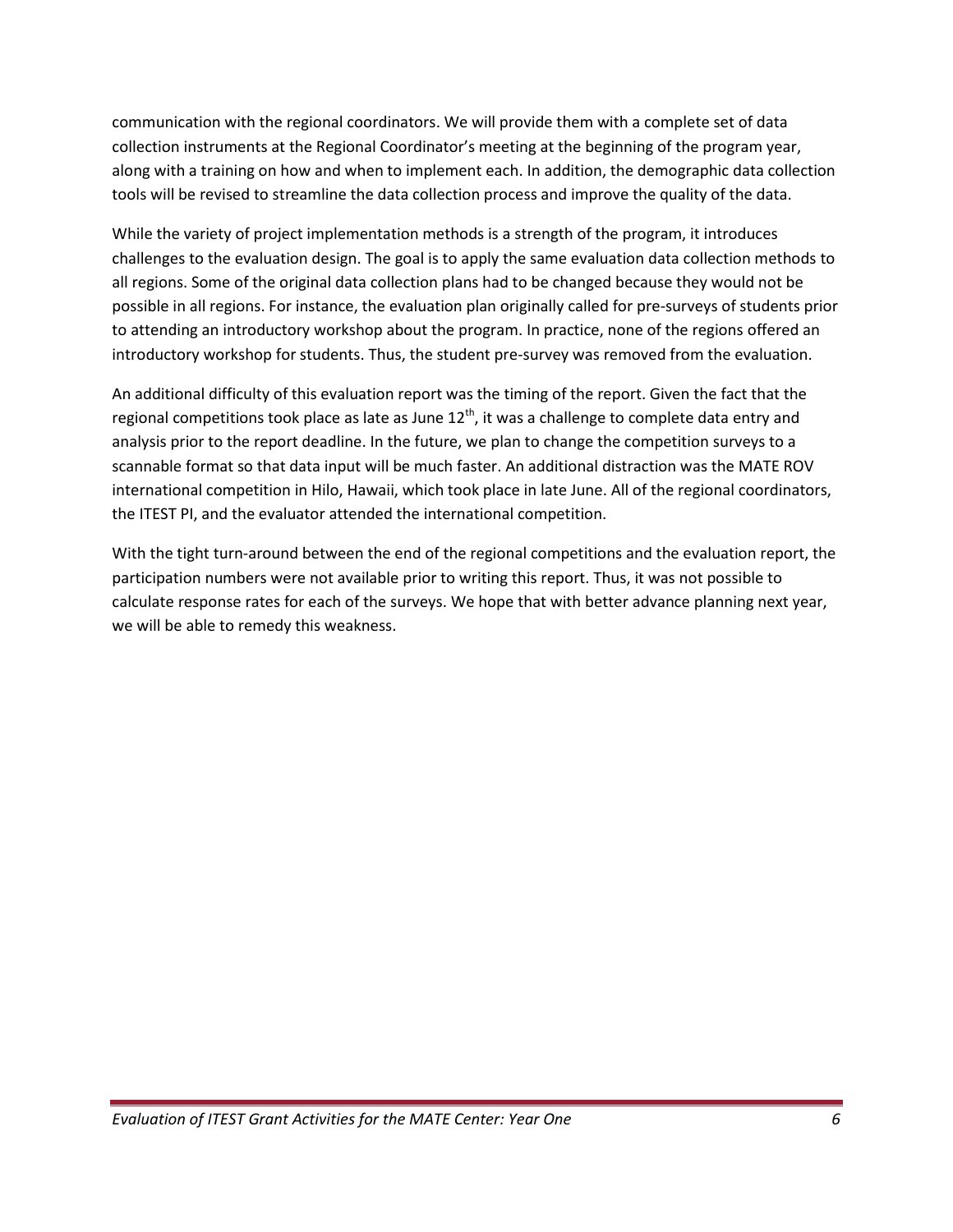communication with the regional coordinators. We will provide them with a complete set of data collection instruments at the Regional Coordinator's meeting at the beginning of the program year, along with a training on how and when to implement each. In addition, the demographic data collection tools will be revised to streamline the data collection process and improve the quality of the data.

While the variety of project implementation methods is a strength of the program, it introduces challenges to the evaluation design. The goal is to apply the same evaluation data collection methods to all regions. Some of the original data collection plans had to be changed because they would not be possible in all regions. For instance, the evaluation plan originally called for pre-surveys of students prior to attending an introductory workshop about the program. In practice, none of the regions offered an introductory workshop for students. Thus, the student pre-survey was removed from the evaluation.

An additional difficulty of this evaluation report was the timing of the report. Given the fact that the regional competitions took place as late as June 12th, it was a challenge to complete data entry and analysis prior to the report deadline. In the future, we plan to change the competition surveys to a scannable format so that data input will be much faster. An additional distraction was the MATE ROV international competition in Hilo, Hawaii, which took place in late June. All of the regional coordinators, the ITEST PI, and the evaluator attended the international competition.

With the tight turn-around between the end of the regional competitions and the evaluation report, the participation numbers were not available prior to writing this report. Thus, it was not possible to calculate response rates for each of the surveys. We hope that with better advance planning next year, we will be able to remedy this weakness.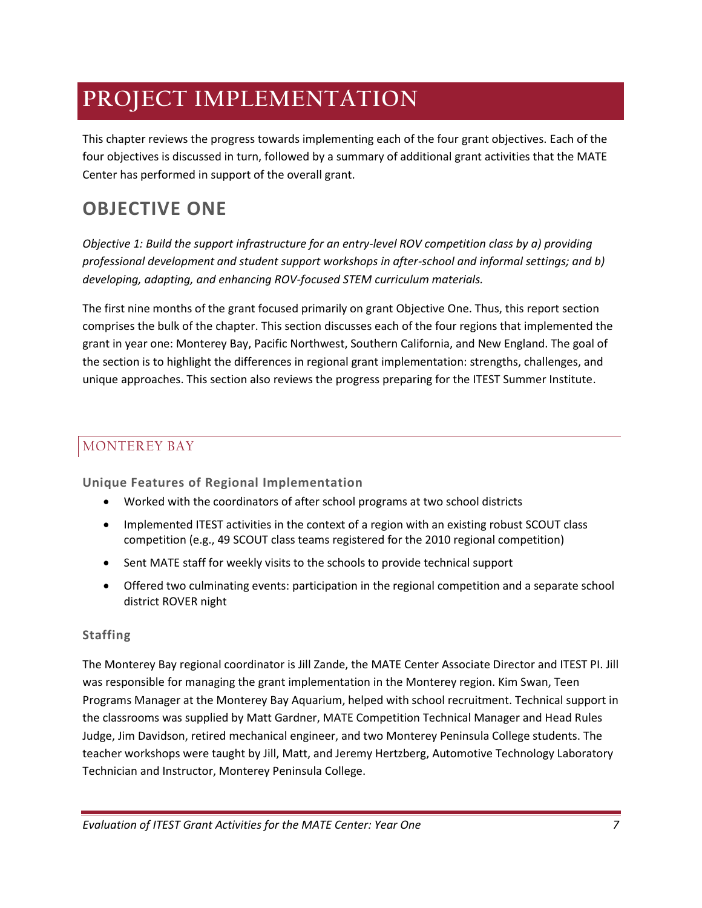# PROJECT IMPLEMENTATION

This chapter reviews the progress towards implementing each of the four grant objectives. Each of the four objectives is discussed in turn, followed by a summary of additional grant activities that the MATE Center has performed in support of the overall grant.

## OBJECTIVE ONE

*Objective 1: Build the support infrastructure for an entry-level ROV competition class by a) providing professional development and student support workshops in after-school and informal settings; and b) developing, adapting, and enhancing ROV-focused STEM curriculum materials.*

The first nine months of the grant focused primarily on grant Objective One. Thus, this report section comprises the bulk of the chapter. This section discusses each of the four regions that implemented the grant in year one: Monterey Bay, Pacific Northwest, Southern California, and New England. The goal of the section is to highlight the differences in regional grant implementation: strengths, challenges, and unique approaches. This section also reviews the progress preparing for the ITEST Summer Institute.

### MONTEREY BAY

#### Unique Features of Regional Implementation

- Worked with the coordinators of after school programs at two school districts
- Implemented ITEST activities in the context of a region with an existing robust SCOUT class competition (e.g., 49 SCOUT class teams registered for the 2010 regional competition)
- Sent MATE staff for weekly visits to the schools to provide technical support
- Offered two culminating events: participation in the regional competition and a separate school district ROVER night

#### Staffing

The Monterey Bay regional coordinator is Jill Zande, the MATE Center Associate Director and ITEST PI. Jill was responsible for managing the grant implementation in the Monterey region. Kim Swan, Teen Programs Manager at the Monterey Bay Aquarium, helped with school recruitment. Technical support in the classrooms was supplied by Matt Gardner, MATE Competition Technical Manager and Head Rules Judge, Jim Davidson, retired mechanical engineer, and two Monterey Peninsula College students. The teacher workshops were taught by Jill, Matt, and Jeremy Hertzberg, Automotive Technology Laboratory Technician and Instructor, Monterey Peninsula College.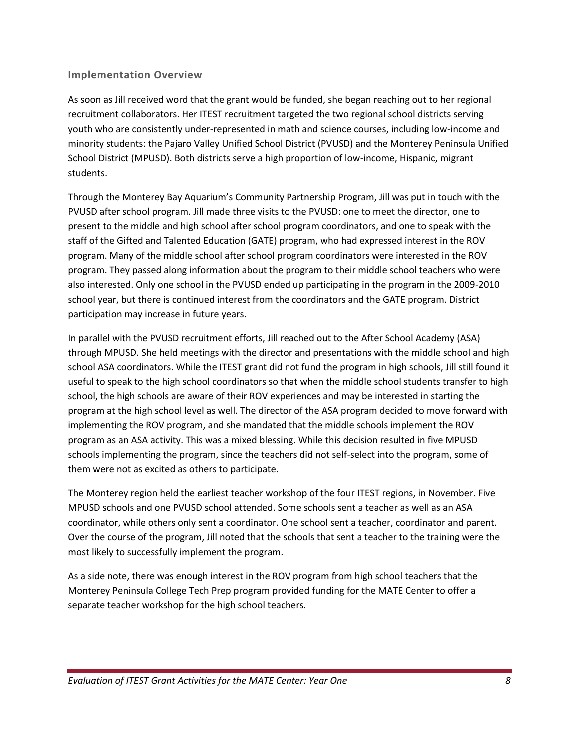### Implementation Overview

As soon as Jill received word that the grant would be funded, she began reaching out to her regional recruitment collaborators. Her ITEST recruitment targeted the two regional school districts serving youth who are consistently under-represented in math and science courses, including low-income and minority students: the Pajaro Valley Unified School District (PVUSD) and the Monterey Peninsula Unified School District (MPUSD). Both districts serve a high proportion of low-income, Hispanic, migrant students.

Through the Monterey Bay Aquarium's Community Partnership Program, Jill was put in touch with the PVUSD after school program. Jill made three visits to the PVUSD: one to meet the director, one to present to the middle and high school after school program coordinators, and one to speak with the staff of the Gifted and Talented Education (GATE) program, who had expressed interest in the ROV program. Many of the middle school after school program coordinators were interested in the ROV program. They passed along information about the program to their middle school teachers who were also interested. Only one school in the PVUSD ended up participating in the program in the 2009-2010 school year, but there is continued interest from the coordinators and the GATE program. District participation may increase in future years.

In parallel with the PVUSD recruitment efforts, Jill reached out to the After School Academy (ASA) through MPUSD. She held meetings with the director and presentations with the middle school and high school ASA coordinators. While the ITEST grant did not fund the program in high schools, Jill still found it useful to speak to the high school coordinators so that when the middle school students transfer to high school, the high schools are aware of their ROV experiences and may be interested in starting the program at the high school level as well. The director of the ASA program decided to move forward with implementing the ROV program, and she mandated that the middle schools implement the ROV program as an ASA activity. This was a mixed blessing. While this decision resulted in five MPUSD schools implementing the program, since the teachers did not self-select into the program, some of them were not as excited as others to participate.

The Monterey region held the earliest teacher workshop of the four ITEST regions, in November. Five MPUSD schools and one PVUSD school attended. Some schools sent a teacher as well as an ASA coordinator, while others only sent a coordinator. One school sent a teacher, coordinator and parent. Over the course of the program, Jill noted that the schools that sent a teacher to the training were the most likely to successfully implement the program.

As a side note, there was enough interest in the ROV program from high school teachers that the Monterey Peninsula College Tech Prep program provided funding for the MATE Center to offer a separate teacher workshop for the high school teachers.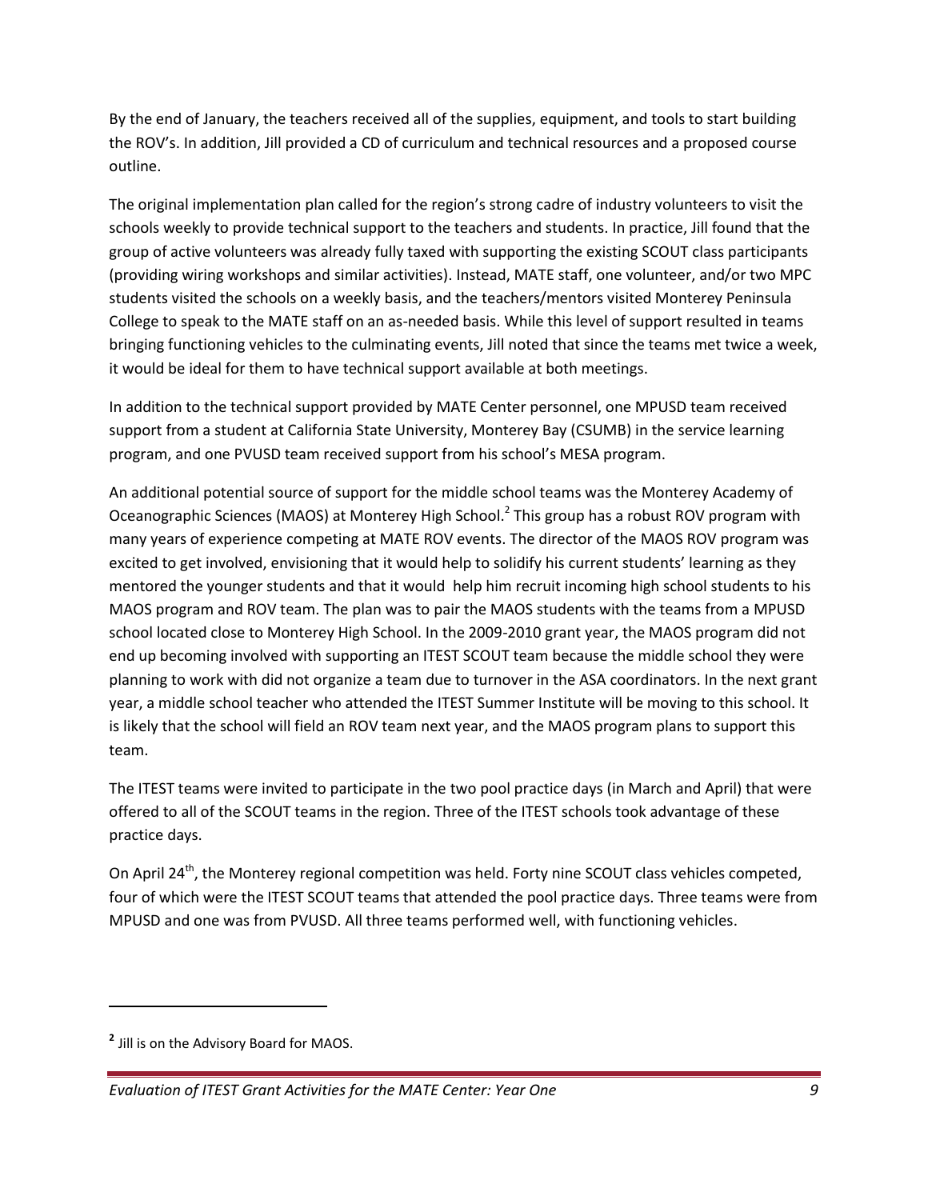By the end of January, the teachers received all of the supplies, equipment, and tools to start building the ROV's. In addition, Jill provided a CD of curriculum and technical resources and a proposed course outline.

The original implementation plan called for the region's strong cadre of industry volunteers to visit the schools weekly to provide technical support to the teachers and students. In practice, Jill found that the group of active volunteers was already fully taxed with supporting the existing SCOUT class participants (providing wiring workshops and similar activities). Instead, MATE staff, one volunteer, and/or two MPC students visited the schools on a weekly basis, and the teachers/mentors visited Monterey Peninsula College to speak to the MATE staff on an as-needed basis. While this level of support resulted in teams bringing functioning vehicles to the culminating events, Jill noted that since the teams met twice a week, it would be ideal for them to have technical support available at both meetings.

In addition to the technical support provided by MATE Center personnel, one MPUSD team received support from a student at California State University, Monterey Bay (CSUMB) in the service learning program, and one PVUSD team received support from his school's MESA program.

An additional potential source of support for the middle school teams was the Monterey Academy of Oceanographic Sciences (MAOS) at Monterey High School.[2] This group has a robust ROV program with many years of experience competing at MATE ROV events. The director of the MAOS ROV program was excited to get involved, envisioning that it would help to solidify his current students' learning as they mentored the younger students and that it would help him recruit incoming high school students to his MAOS program and ROV team. The plan was to pair the MAOS students with the teams from a MPUSD school located close to Monterey High School. In the 2009-2010 grant year, the MAOS program did not end up becoming involved with supporting an ITEST SCOUT team because the middle school they were planning to work with did not organize a team due to turnover in the ASA coordinators. In the next grant year, a middle school teacher who attended the ITEST Summer Institute will be moving to this school. It is likely that the school will field an ROV team next year, and the MAOS program plans to support this team.

The ITEST teams were invited to participate in the two pool practice days (in March and April) that were offered to all of the SCOUT teams in the region. Three of the ITEST schools took advantage of these practice days.

On April 24th, the Monterey regional competition was held. Forty nine SCOUT class vehicles competed, four of which were the ITEST SCOUT teams that attended the pool practice days. Three teams were from MPUSD and one was from PVUSD. All three teams performed well, with functioning vehicles.

---

[2] Jill is on the Advisory Board for MAOS.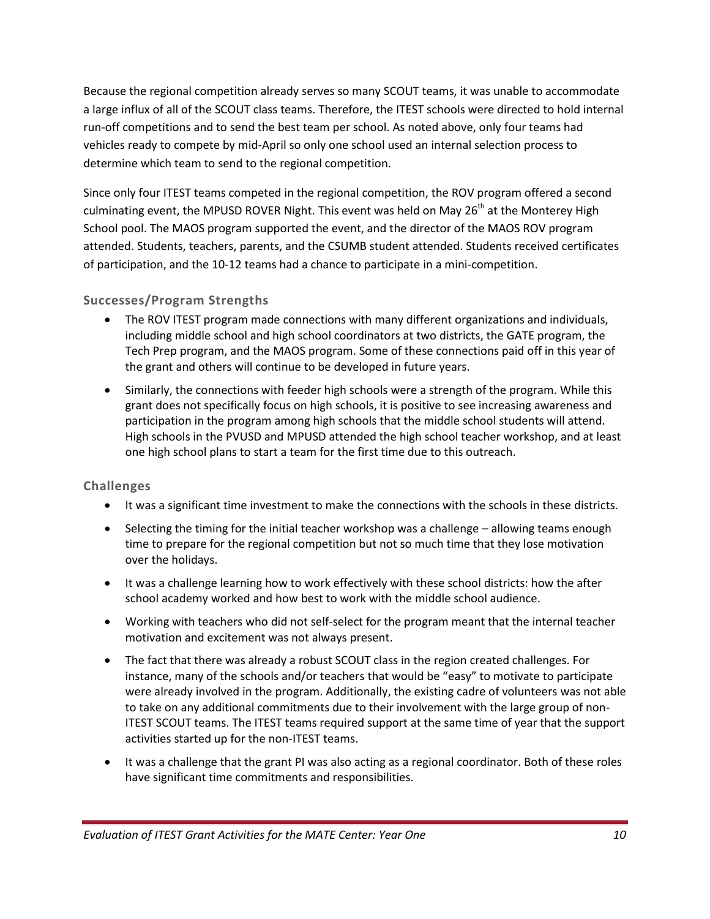Because the regional competition already serves so many SCOUT teams, it was unable to accommodate a large influx of all of the SCOUT class teams. Therefore, the ITEST schools were directed to hold internal run-off competitions and to send the best team per school. As noted above, only four teams had vehicles ready to compete by mid-April so only one school used an internal selection process to determine which team to send to the regional competition.

Since only four ITEST teams competed in the regional competition, the ROV program offered a second culminating event, the MPUSD ROVER Night. This event was held on May 26th at the Monterey High School pool. The MAOS program supported the event, and the director of the MAOS ROV program attended. Students, teachers, parents, and the CSUMB student attended. Students received certificates of participation, and the 10-12 teams had a chance to participate in a mini-competition.

### Successes/Program Strengths

- The ROV ITEST program made connections with many different organizations and individuals, including middle school and high school coordinators at two districts, the GATE program, the Tech Prep program, and the MAOS program. Some of these connections paid off in this year of the grant and others will continue to be developed in future years.
- Similarly, the connections with feeder high schools were a strength of the program. While this grant does not specifically focus on high schools, it is positive to see increasing awareness and participation in the program among high schools that the middle school students will attend. High schools in the PVUSD and MPUSD attended the high school teacher workshop, and at least one high school plans to start a team for the first time due to this outreach.

### Challenges

- It was a significant time investment to make the connections with the schools in these districts.
- Selecting the timing for the initial teacher workshop was a challenge – allowing teams enough time to prepare for the regional competition but not so much time that they lose motivation over the holidays.
- It was a challenge learning how to work effectively with these school districts: how the after school academy worked and how best to work with the middle school audience.
- Working with teachers who did not self-select for the program meant that the internal teacher motivation and excitement was not always present.
- The fact that there was already a robust SCOUT class in the region created challenges. For instance, many of the schools and/or teachers that would be "easy" to motivate to participate were already involved in the program. Additionally, the existing cadre of volunteers was not able to take on any additional commitments due to their involvement with the large group of non-ITEST SCOUT teams. The ITEST teams required support at the same time of year that the support activities started up for the non-ITEST teams.
- It was a challenge that the grant PI was also acting as a regional coordinator. Both of these roles have significant time commitments and responsibilities.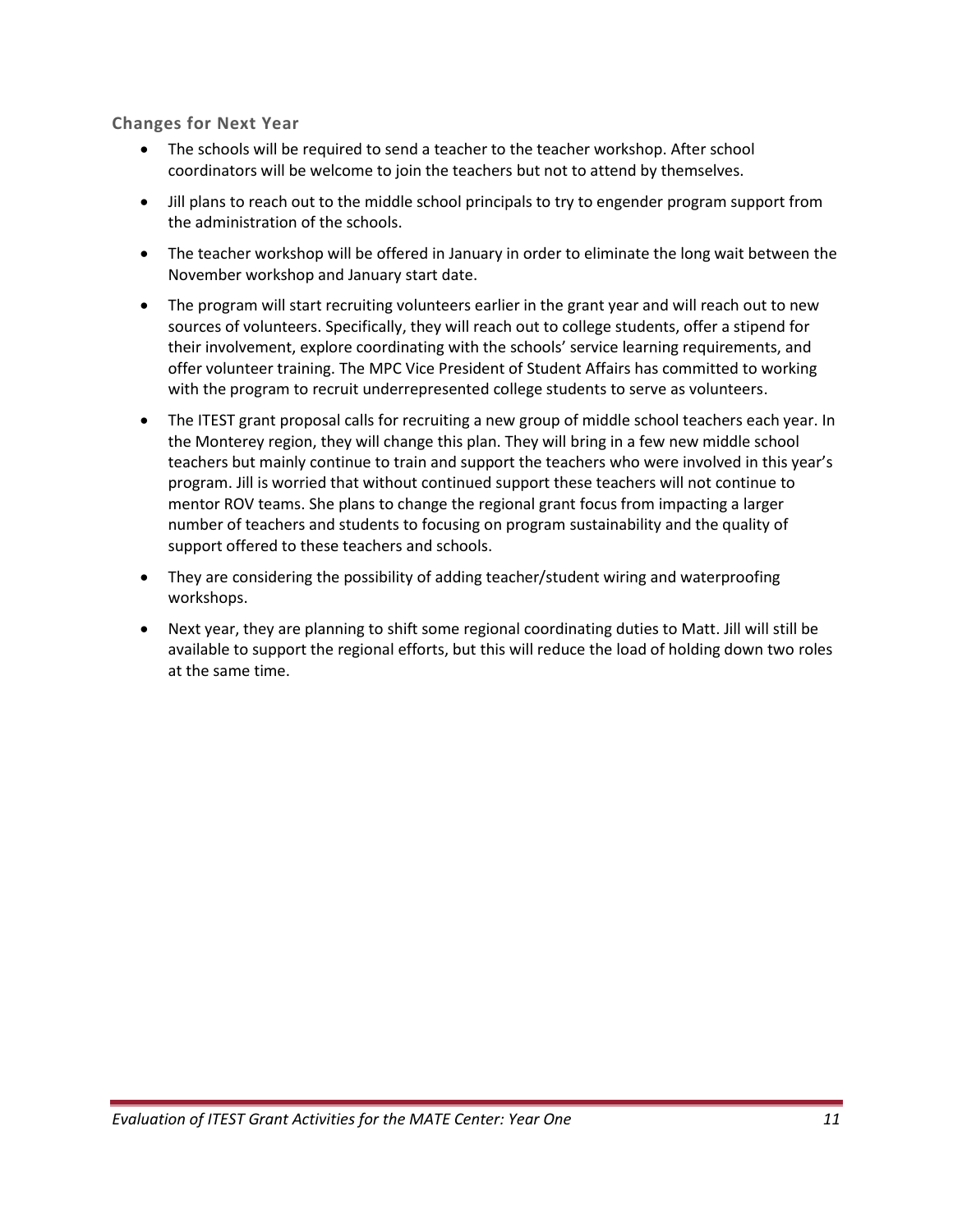### Changes for Next Year

- The schools will be required to send a teacher to the teacher workshop. After school coordinators will be welcome to join the teachers but not to attend by themselves.
- Jill plans to reach out to the middle school principals to try to engender program support from the administration of the schools.
- The teacher workshop will be offered in January in order to eliminate the long wait between the November workshop and January start date.
- The program will start recruiting volunteers earlier in the grant year and will reach out to new sources of volunteers. Specifically, they will reach out to college students, offer a stipend for their involvement, explore coordinating with the schools' service learning requirements, and offer volunteer training. The MPC Vice President of Student Affairs has committed to working with the program to recruit underrepresented college students to serve as volunteers.
- The ITEST grant proposal calls for recruiting a new group of middle school teachers each year. In the Monterey region, they will change this plan. They will bring in a few new middle school teachers but mainly continue to train and support the teachers who were involved in this year's program. Jill is worried that without continued support these teachers will not continue to mentor ROV teams. She plans to change the regional grant focus from impacting a larger number of teachers and students to focusing on program sustainability and the quality of support offered to these teachers and schools.
- They are considering the possibility of adding teacher/student wiring and waterproofing workshops.
- Next year, they are planning to shift some regional coordinating duties to Matt. Jill will still be available to support the regional efforts, but this will reduce the load of holding down two roles at the same time.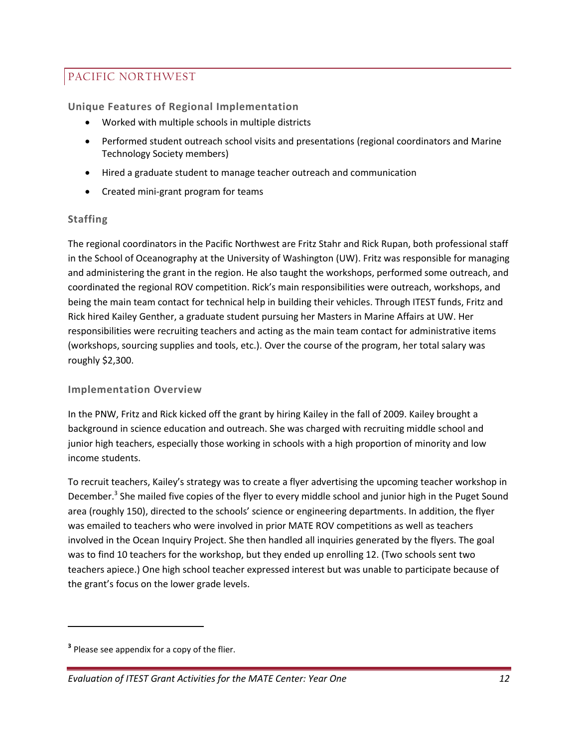## PACIFIC NORTHWEST

### Unique Features of Regional Implementation

- Worked with multiple schools in multiple districts
- Performed student outreach school visits and presentations (regional coordinators and Marine Technology Society members)
- Hired a graduate student to manage teacher outreach and communication
- Created mini-grant program for teams

### Staffing

The regional coordinators in the Pacific Northwest are Fritz Stahr and Rick Rupan, both professional staff in the School of Oceanography at the University of Washington (UW). Fritz was responsible for managing and administering the grant in the region. He also taught the workshops, performed some outreach, and coordinated the regional ROV competition. Rick's main responsibilities were outreach, workshops, and being the main team contact for technical help in building their vehicles. Through ITEST funds, Fritz and Rick hired Kailey Genther, a graduate student pursuing her Masters in Marine Affairs at UW. Her responsibilities were recruiting teachers and acting as the main team contact for administrative items (workshops, sourcing supplies and tools, etc.). Over the course of the program, her total salary was roughly $2,300.

### Implementation Overview

In the PNW, Fritz and Rick kicked off the grant by hiring Kailey in the fall of 2009. Kailey brought a background in science education and outreach. She was charged with recruiting middle school and junior high teachers, especially those working in schools with a high proportion of minority and low income students.

To recruit teachers, Kailey's strategy was to create a flyer advertising the upcoming teacher workshop in December.[3] She mailed five copies of the flyer to every middle school and junior high in the Puget Sound area (roughly 150), directed to the schools' science or engineering departments. In addition, the flyer was emailed to teachers who were involved in prior MATE ROV competitions as well as teachers involved in the Ocean Inquiry Project. She then handled all inquiries generated by the flyers. The goal was to find 10 teachers for the workshop, but they ended up enrolling 12. (Two schools sent two teachers apiece.) One high school teacher expressed interest but was unable to participate because of the grant's focus on the lower grade levels.

[3] Please see appendix for a copy of the flier.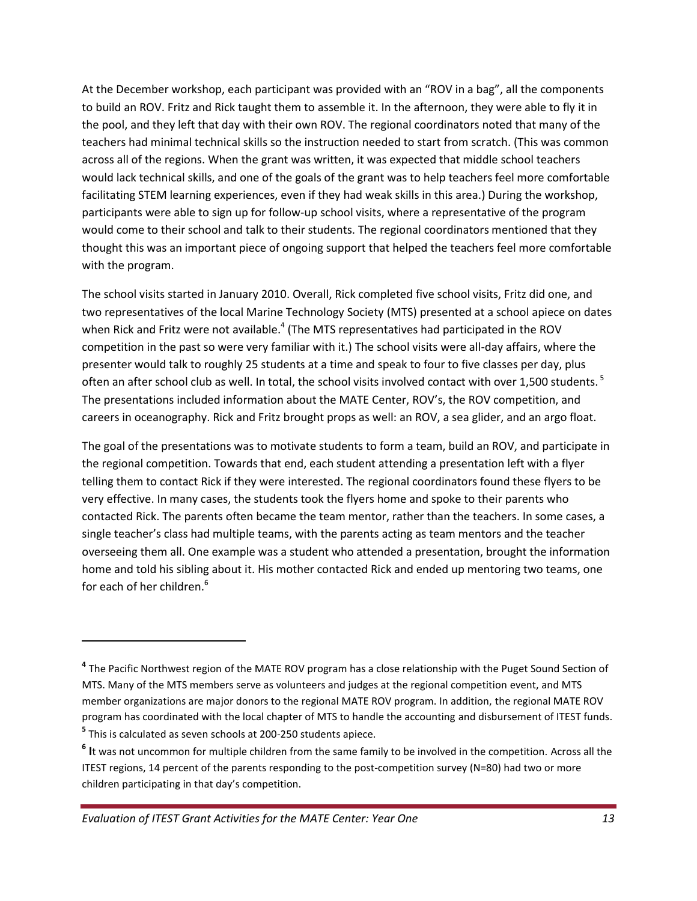At the December workshop, each participant was provided with an "ROV in a bag", all the components to build an ROV. Fritz and Rick taught them to assemble it. In the afternoon, they were able to fly it in the pool, and they left that day with their own ROV. The regional coordinators noted that many of the teachers had minimal technical skills so the instruction needed to start from scratch. (This was common across all of the regions. When the grant was written, it was expected that middle school teachers would lack technical skills, and one of the goals of the grant was to help teachers feel more comfortable facilitating STEM learning experiences, even if they had weak skills in this area.) During the workshop, participants were able to sign up for follow-up school visits, where a representative of the program would come to their school and talk to their students. The regional coordinators mentioned that they thought this was an important piece of ongoing support that helped the teachers feel more comfortable with the program.

The school visits started in January 2010. Overall, Rick completed five school visits, Fritz did one, and two representatives of the local Marine Technology Society (MTS) presented at a school apiece on dates when Rick and Fritz were not available.[4] (The MTS representatives had participated in the ROV competition in the past so were very familiar with it.) The school visits were all-day affairs, where the presenter would talk to roughly 25 students at a time and speak to four to five classes per day, plus often an after school club as well. In total, the school visits involved contact with over 1,500 students.[5] The presentations included information about the MATE Center, ROV's, the ROV competition, and careers in oceanography. Rick and Fritz brought props as well: an ROV, a sea glider, and an argo float.

The goal of the presentations was to motivate students to form a team, build an ROV, and participate in the regional competition. Towards that end, each student attending a presentation left with a flyer telling them to contact Rick if they were interested. The regional coordinators found these flyers to be very effective. In many cases, the students took the flyers home and spoke to their parents who contacted Rick. The parents often became the team mentor, rather than the teachers. In some cases, a single teacher's class had multiple teams, with the parents acting as team mentors and the teacher overseeing them all. One example was a student who attended a presentation, brought the information home and told his sibling about it. His mother contacted Rick and ended up mentoring two teams, one for each of her children.[6]

---

[4] The Pacific Northwest region of the MATE ROV program has a close relationship with the Puget Sound Section of MTS. Many of the MTS members serve as volunteers and judges at the regional competition event, and MTS member organizations are major donors to the regional MATE ROV program. In addition, the regional MATE ROV program has coordinated with the local chapter of MTS to handle the accounting and disbursement of ITEST funds.

[5] This is calculated as seven schools at 200-250 students apiece.

[6] It was not uncommon for multiple children from the same family to be involved in the competition. Across all the ITEST regions, 14 percent of the parents responding to the post-competition survey (N=80) had two or more children participating in that day's competition.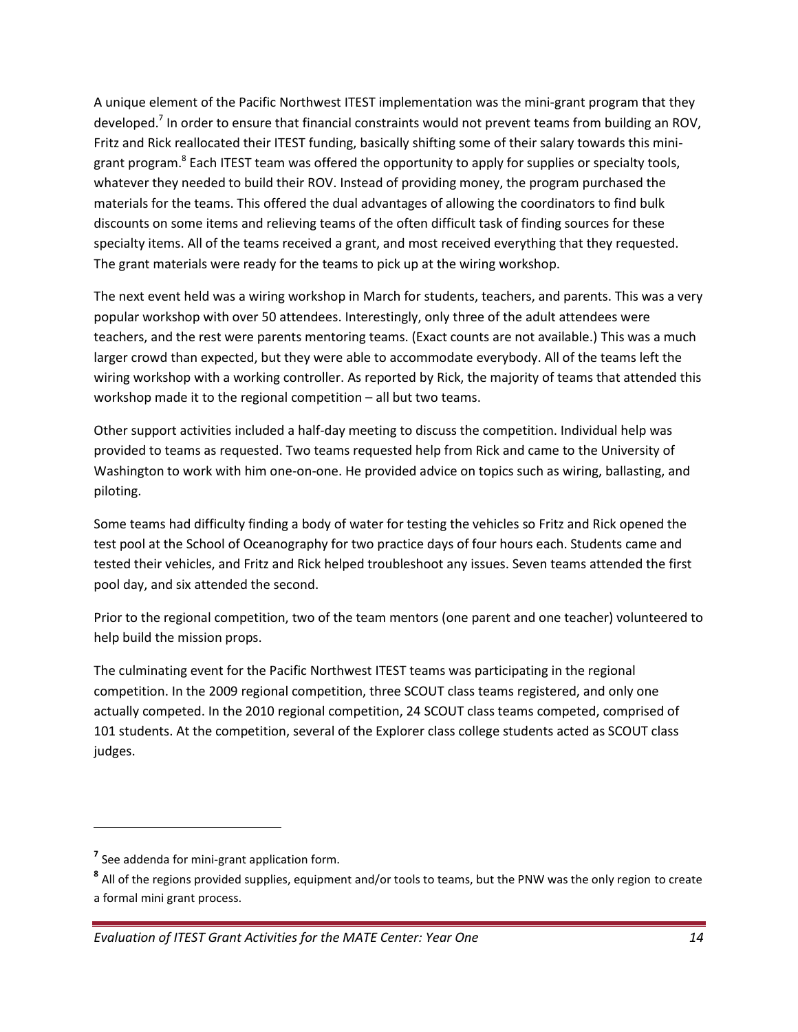A unique element of the Pacific Northwest ITEST implementation was the mini-grant program that they developed.[7] In order to ensure that financial constraints would not prevent teams from building an ROV, Fritz and Rick reallocated their ITEST funding, basically shifting some of their salary towards this mini-grant program.[8] Each ITEST team was offered the opportunity to apply for supplies or specialty tools, whatever they needed to build their ROV. Instead of providing money, the program purchased the materials for the teams. This offered the dual advantages of allowing the coordinators to find bulk discounts on some items and relieving teams of the often difficult task of finding sources for these specialty items. All of the teams received a grant, and most received everything that they requested. The grant materials were ready for the teams to pick up at the wiring workshop.

The next event held was a wiring workshop in March for students, teachers, and parents. This was a very popular workshop with over 50 attendees. Interestingly, only three of the adult attendees were teachers, and the rest were parents mentoring teams. (Exact counts are not available.) This was a much larger crowd than expected, but they were able to accommodate everybody. All of the teams left the wiring workshop with a working controller. As reported by Rick, the majority of teams that attended this workshop made it to the regional competition – all but two teams.

Other support activities included a half-day meeting to discuss the competition. Individual help was provided to teams as requested. Two teams requested help from Rick and came to the University of Washington to work with him one-on-one. He provided advice on topics such as wiring, ballasting, and piloting.

Some teams had difficulty finding a body of water for testing the vehicles so Fritz and Rick opened the test pool at the School of Oceanography for two practice days of four hours each. Students came and tested their vehicles, and Fritz and Rick helped troubleshoot any issues. Seven teams attended the first pool day, and six attended the second.

Prior to the regional competition, two of the team mentors (one parent and one teacher) volunteered to help build the mission props.

The culminating event for the Pacific Northwest ITEST teams was participating in the regional competition. In the 2009 regional competition, three SCOUT class teams registered, and only one actually competed. In the 2010 regional competition, 24 SCOUT class teams competed, comprised of 101 students. At the competition, several of the Explorer class college students acted as SCOUT class judges.

---

[7] See addenda for mini-grant application form.

[8] All of the regions provided supplies, equipment and/or tools to teams, but the PNW was the only region to create a formal mini grant process.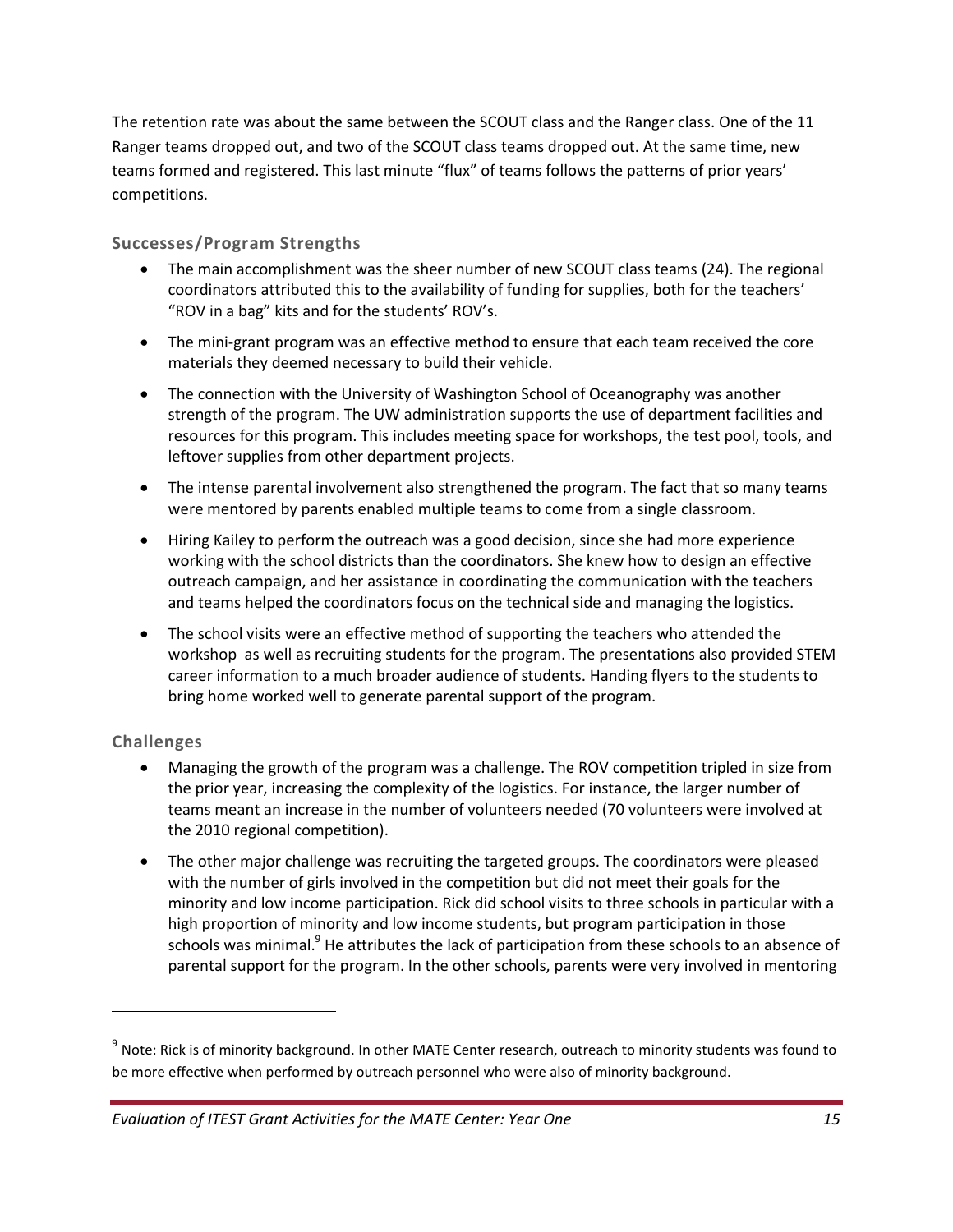The retention rate was about the same between the SCOUT class and the Ranger class. One of the 11 Ranger teams dropped out, and two of the SCOUT class teams dropped out. At the same time, new teams formed and registered. This last minute "flux" of teams follows the patterns of prior years' competitions.

### Successes/Program Strengths

- The main accomplishment was the sheer number of new SCOUT class teams (24). The regional coordinators attributed this to the availability of funding for supplies, both for the teachers' "ROV in a bag" kits and for the students' ROV's.
- The mini-grant program was an effective method to ensure that each team received the core materials they deemed necessary to build their vehicle.
- The connection with the University of Washington School of Oceanography was another strength of the program. The UW administration supports the use of department facilities and resources for this program. This includes meeting space for workshops, the test pool, tools, and leftover supplies from other department projects.
- The intense parental involvement also strengthened the program. The fact that so many teams were mentored by parents enabled multiple teams to come from a single classroom.
- Hiring Kailey to perform the outreach was a good decision, since she had more experience working with the school districts than the coordinators. She knew how to design an effective outreach campaign, and her assistance in coordinating the communication with the teachers and teams helped the coordinators focus on the technical side and managing the logistics.
- The school visits were an effective method of supporting the teachers who attended the workshop as well as recruiting students for the program. The presentations also provided STEM career information to a much broader audience of students. Handing flyers to the students to bring home worked well to generate parental support of the program.

### Challenges

- Managing the growth of the program was a challenge. The ROV competition tripled in size from the prior year, increasing the complexity of the logistics. For instance, the larger number of teams meant an increase in the number of volunteers needed (70 volunteers were involved at the 2010 regional competition).
- The other major challenge was recruiting the targeted groups. The coordinators were pleased with the number of girls involved in the competition but did not meet their goals for the minority and low income participation. Rick did school visits to three schools in particular with a high proportion of minority and low income students, but program participation in those schools was minimal.[9] He attributes the lack of participation from these schools to an absence of parental support for the program. In the other schools, parents were very involved in mentoring

---

[9] Note: Rick is of minority background. In other MATE Center research, outreach to minority students was found to be more effective when performed by outreach personnel who were also of minority background.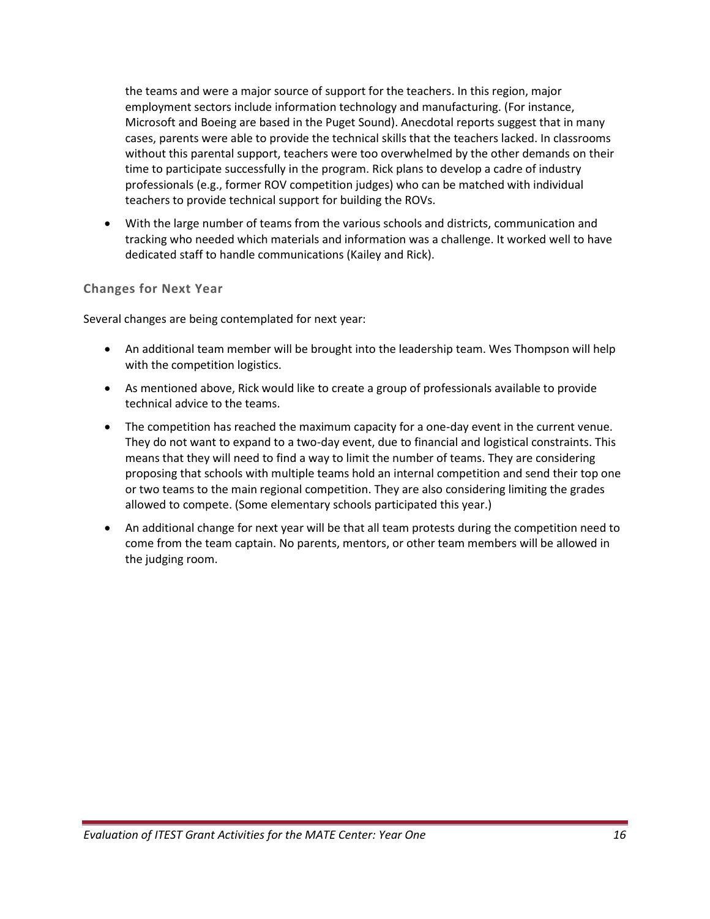the teams and were a major source of support for the teachers. In this region, major employment sectors include information technology and manufacturing. (For instance, Microsoft and Boeing are based in the Puget Sound). Anecdotal reports suggest that in many cases, parents were able to provide the technical skills that the teachers lacked. In classrooms without this parental support, teachers were too overwhelmed by the other demands on their time to participate successfully in the program. Rick plans to develop a cadre of industry professionals (e.g., former ROV competition judges) who can be matched with individual teachers to provide technical support for building the ROVs.

- With the large number of teams from the various schools and districts, communication and tracking who needed which materials and information was a challenge. It worked well to have dedicated staff to handle communications (Kailey and Rick).

### Changes for Next Year

Several changes are being contemplated for next year:

- An additional team member will be brought into the leadership team. Wes Thompson will help with the competition logistics.
- As mentioned above, Rick would like to create a group of professionals available to provide technical advice to the teams.
- The competition has reached the maximum capacity for a one-day event in the current venue. They do not want to expand to a two-day event, due to financial and logistical constraints. This means that they will need to find a way to limit the number of teams. They are considering proposing that schools with multiple teams hold an internal competition and send their top one or two teams to the main regional competition. They are also considering limiting the grades allowed to compete. (Some elementary schools participated this year.)
- An additional change for next year will be that all team protests during the competition need to come from the team captain. No parents, mentors, or other team members will be allowed in the judging room.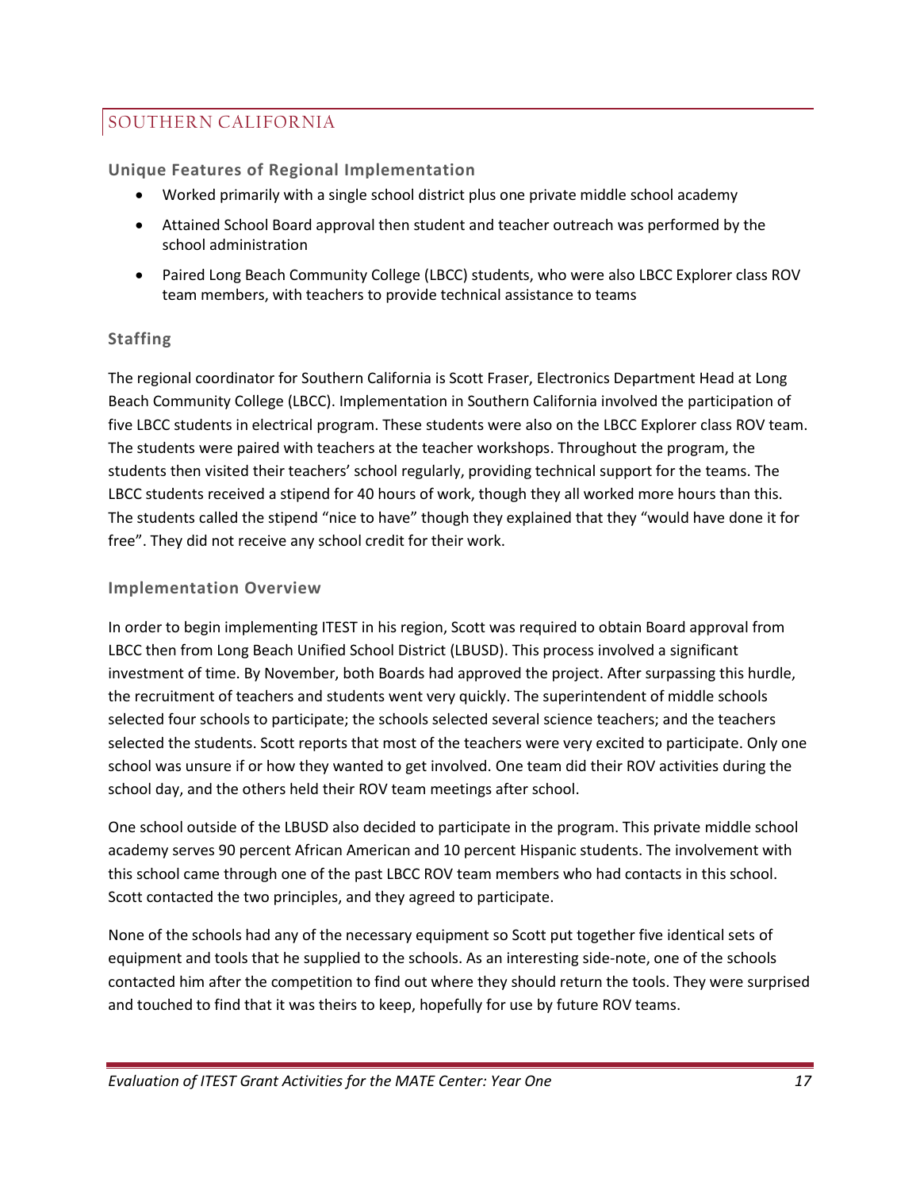## SOUTHERN CALIFORNIA

### Unique Features of Regional Implementation

- Worked primarily with a single school district plus one private middle school academy
- Attained School Board approval then student and teacher outreach was performed by the school administration
- Paired Long Beach Community College (LBCC) students, who were also LBCC Explorer class ROV team members, with teachers to provide technical assistance to teams

### Staffing

The regional coordinator for Southern California is Scott Fraser, Electronics Department Head at Long Beach Community College (LBCC). Implementation in Southern California involved the participation of five LBCC students in electrical program. These students were also on the LBCC Explorer class ROV team. The students were paired with teachers at the teacher workshops. Throughout the program, the students then visited their teachers' school regularly, providing technical support for the teams. The LBCC students received a stipend for 40 hours of work, though they all worked more hours than this. The students called the stipend "nice to have" though they explained that they "would have done it for free". They did not receive any school credit for their work.

### Implementation Overview

In order to begin implementing ITEST in his region, Scott was required to obtain Board approval from LBCC then from Long Beach Unified School District (LBUSD). This process involved a significant investment of time. By November, both Boards had approved the project. After surpassing this hurdle, the recruitment of teachers and students went very quickly. The superintendent of middle schools selected four schools to participate; the schools selected several science teachers; and the teachers selected the students. Scott reports that most of the teachers were very excited to participate. Only one school was unsure if or how they wanted to get involved. One team did their ROV activities during the school day, and the others held their ROV team meetings after school.

One school outside of the LBUSD also decided to participate in the program. This private middle school academy serves 90 percent African American and 10 percent Hispanic students. The involvement with this school came through one of the past LBCC ROV team members who had contacts in this school. Scott contacted the two principles, and they agreed to participate.

None of the schools had any of the necessary equipment so Scott put together five identical sets of equipment and tools that he supplied to the schools. As an interesting side-note, one of the schools contacted him after the competition to find out where they should return the tools. They were surprised and touched to find that it was theirs to keep, hopefully for use by future ROV teams.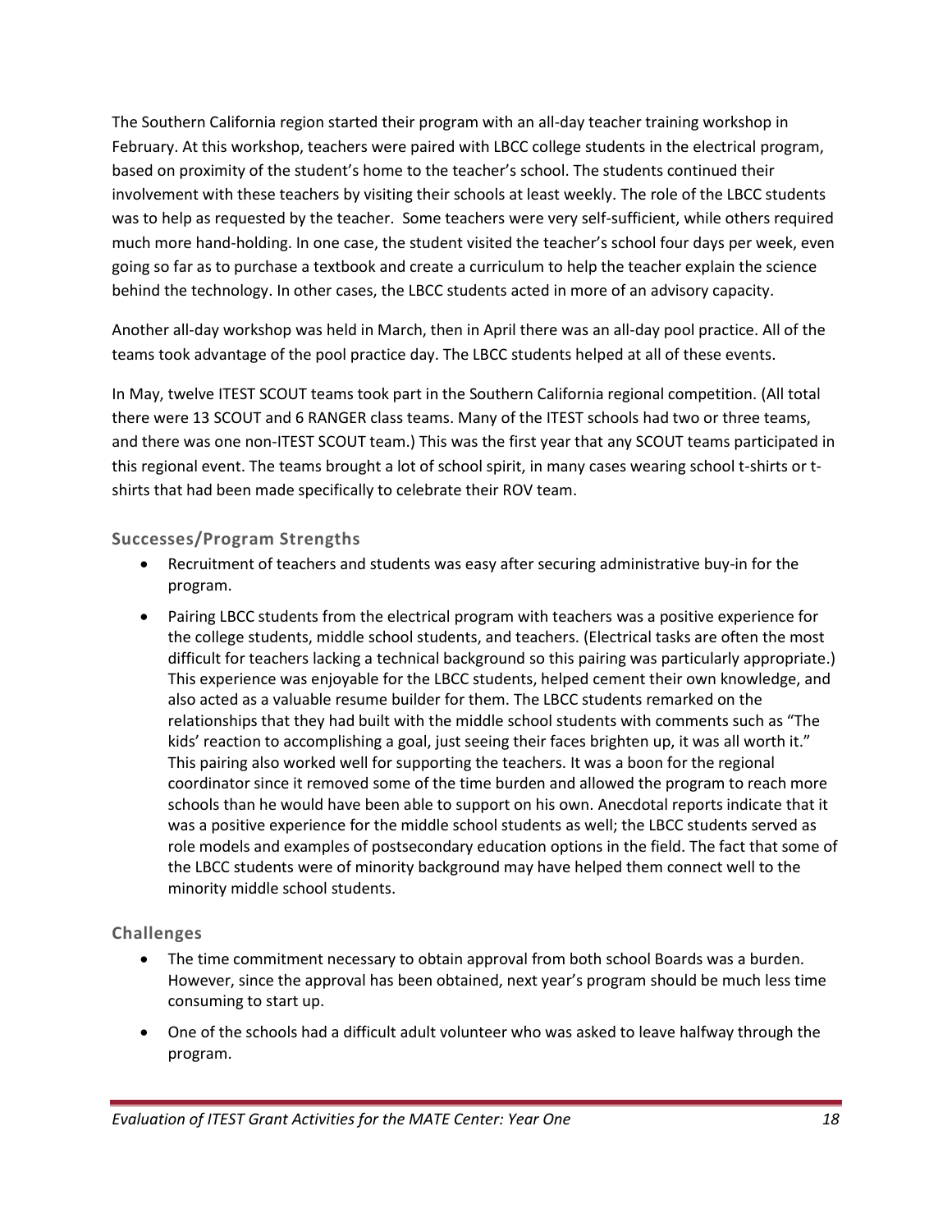The Southern California region started their program with an all-day teacher training workshop in February. At this workshop, teachers were paired with LBCC college students in the electrical program, based on proximity of the student's home to the teacher's school. The students continued their involvement with these teachers by visiting their schools at least weekly. The role of the LBCC students was to help as requested by the teacher. Some teachers were very self-sufficient, while others required much more hand-holding. In one case, the student visited the teacher's school four days per week, even going so far as to purchase a textbook and create a curriculum to help the teacher explain the science behind the technology. In other cases, the LBCC students acted in more of an advisory capacity.

Another all-day workshop was held in March, then in April there was an all-day pool practice. All of the teams took advantage of the pool practice day. The LBCC students helped at all of these events.

In May, twelve ITEST SCOUT teams took part in the Southern California regional competition. (All total there were 13 SCOUT and 6 RANGER class teams. Many of the ITEST schools had two or three teams, and there was one non-ITEST SCOUT team.) This was the first year that any SCOUT teams participated in this regional event. The teams brought a lot of school spirit, in many cases wearing school t-shirts or t-shirts that had been made specifically to celebrate their ROV team.

### Successes/Program Strengths

- Recruitment of teachers and students was easy after securing administrative buy-in for the program.
- Pairing LBCC students from the electrical program with teachers was a positive experience for the college students, middle school students, and teachers. (Electrical tasks are often the most difficult for teachers lacking a technical background so this pairing was particularly appropriate.) This experience was enjoyable for the LBCC students, helped cement their own knowledge, and also acted as a valuable resume builder for them. The LBCC students remarked on the relationships that they had built with the middle school students with comments such as "The kids' reaction to accomplishing a goal, just seeing their faces brighten up, it was all worth it." This pairing also worked well for supporting the teachers. It was a boon for the regional coordinator since it removed some of the time burden and allowed the program to reach more schools than he would have been able to support on his own. Anecdotal reports indicate that it was a positive experience for the middle school students as well; the LBCC students served as role models and examples of postsecondary education options in the field. The fact that some of the LBCC students were of minority background may have helped them connect well to the minority middle school students.

### Challenges

- The time commitment necessary to obtain approval from both school Boards was a burden. However, since the approval has been obtained, next year's program should be much less time consuming to start up.
- One of the schools had a difficult adult volunteer who was asked to leave halfway through the program.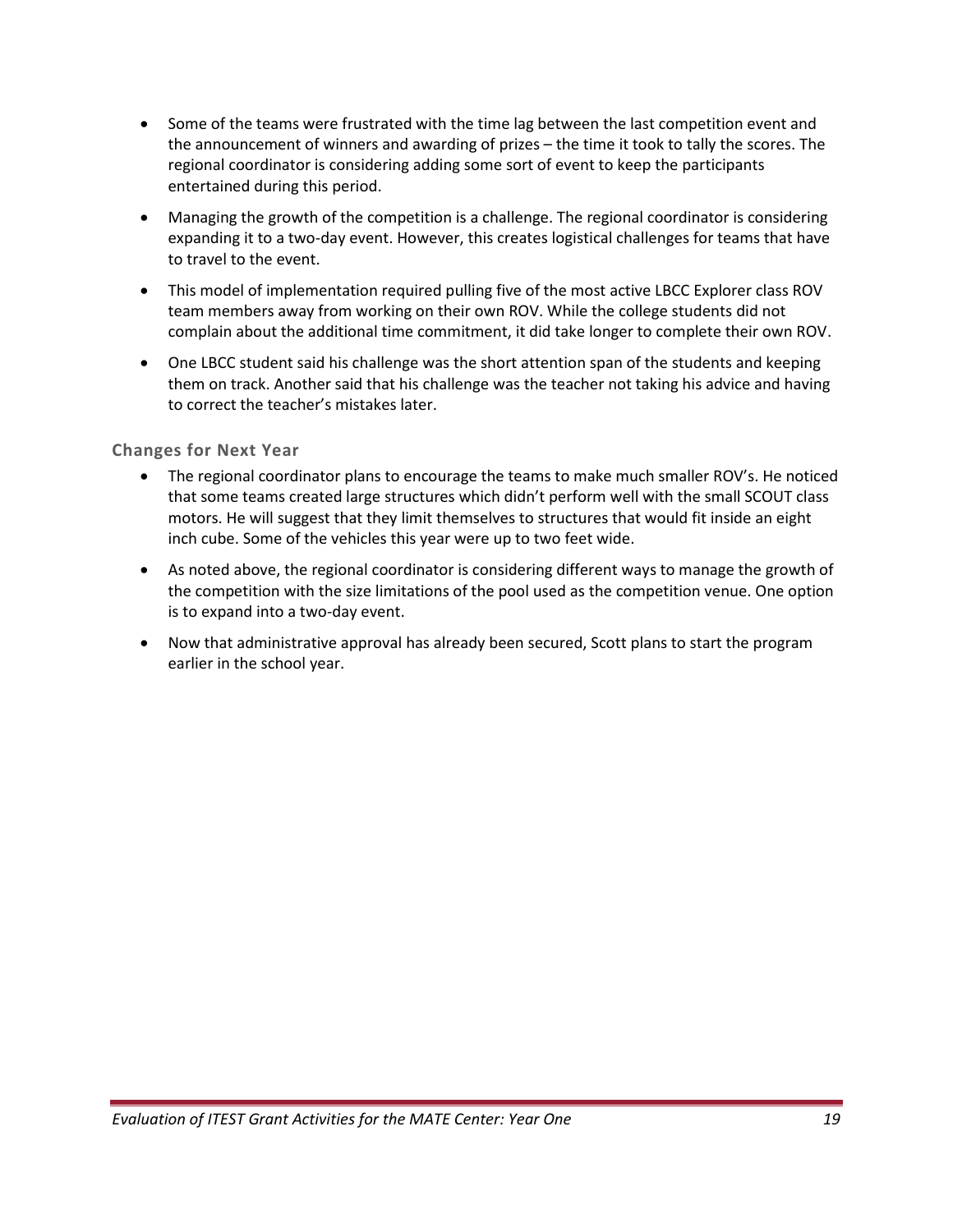- Some of the teams were frustrated with the time lag between the last competition event and the announcement of winners and awarding of prizes – the time it took to tally the scores. The regional coordinator is considering adding some sort of event to keep the participants entertained during this period.
- Managing the growth of the competition is a challenge. The regional coordinator is considering expanding it to a two-day event. However, this creates logistical challenges for teams that have to travel to the event.
- This model of implementation required pulling five of the most active LBCC Explorer class ROV team members away from working on their own ROV. While the college students did not complain about the additional time commitment, it did take longer to complete their own ROV.
- One LBCC student said his challenge was the short attention span of the students and keeping them on track. Another said that his challenge was the teacher not taking his advice and having to correct the teacher's mistakes later.

### Changes for Next Year

- The regional coordinator plans to encourage the teams to make much smaller ROV's. He noticed that some teams created large structures which didn't perform well with the small SCOUT class motors. He will suggest that they limit themselves to structures that would fit inside an eight inch cube. Some of the vehicles this year were up to two feet wide.
- As noted above, the regional coordinator is considering different ways to manage the growth of the competition with the size limitations of the pool used as the competition venue. One option is to expand into a two-day event.
- Now that administrative approval has already been secured, Scott plans to start the program earlier in the school year.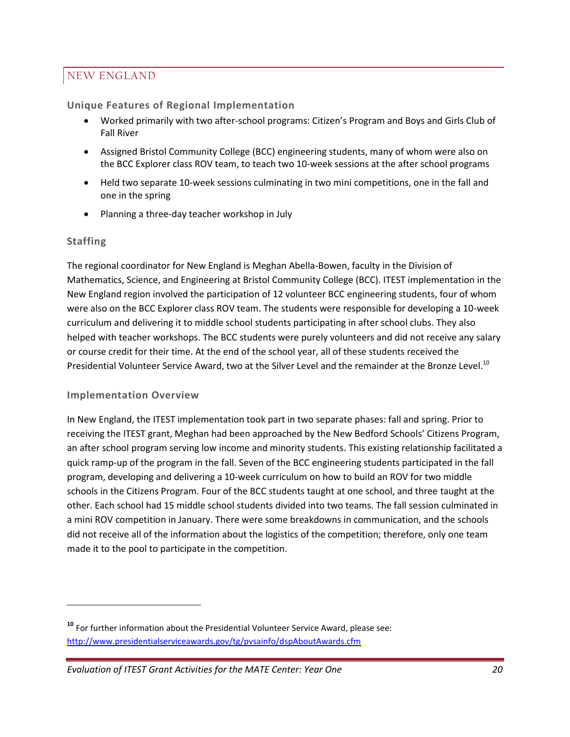## NEW ENGLAND

### Unique Features of Regional Implementation

- Worked primarily with two after-school programs: Citizen's Program and Boys and Girls Club of Fall River
- Assigned Bristol Community College (BCC) engineering students, many of whom were also on the BCC Explorer class ROV team, to teach two 10-week sessions at the after school programs
- Held two separate 10-week sessions culminating in two mini competitions, one in the fall and one in the spring
- Planning a three-day teacher workshop in July

### Staffing

The regional coordinator for New England is Meghan Abella-Bowen, faculty in the Division of Mathematics, Science, and Engineering at Bristol Community College (BCC). ITEST implementation in the New England region involved the participation of 12 volunteer BCC engineering students, four of whom were also on the BCC Explorer class ROV team. The students were responsible for developing a 10-week curriculum and delivering it to middle school students participating in after school clubs. They also helped with teacher workshops. The BCC students were purely volunteers and did not receive any salary or course credit for their time. At the end of the school year, all of these students received the Presidential Volunteer Service Award, two at the Silver Level and the remainder at the Bronze Level.[10]

### Implementation Overview

In New England, the ITEST implementation took part in two separate phases: fall and spring. Prior to receiving the ITEST grant, Meghan had been approached by the New Bedford Schools' Citizens Program, an after school program serving low income and minority students. This existing relationship facilitated a quick ramp-up of the program in the fall. Seven of the BCC engineering students participated in the fall program, developing and delivering a 10-week curriculum on how to build an ROV for two middle schools in the Citizens Program. Four of the BCC students taught at one school, and three taught at the other. Each school had 15 middle school students divided into two teams. The fall session culminated in a mini ROV competition in January. There were some breakdowns in communication, and the schools did not receive all of the information about the logistics of the competition; therefore, only one team made it to the pool to participate in the competition.

---

[10] For further information about the Presidential Volunteer Service Award, please see: http://www.presidentialserviceawards.gov/tg/pvsainfo/dspAboutAwards.cfm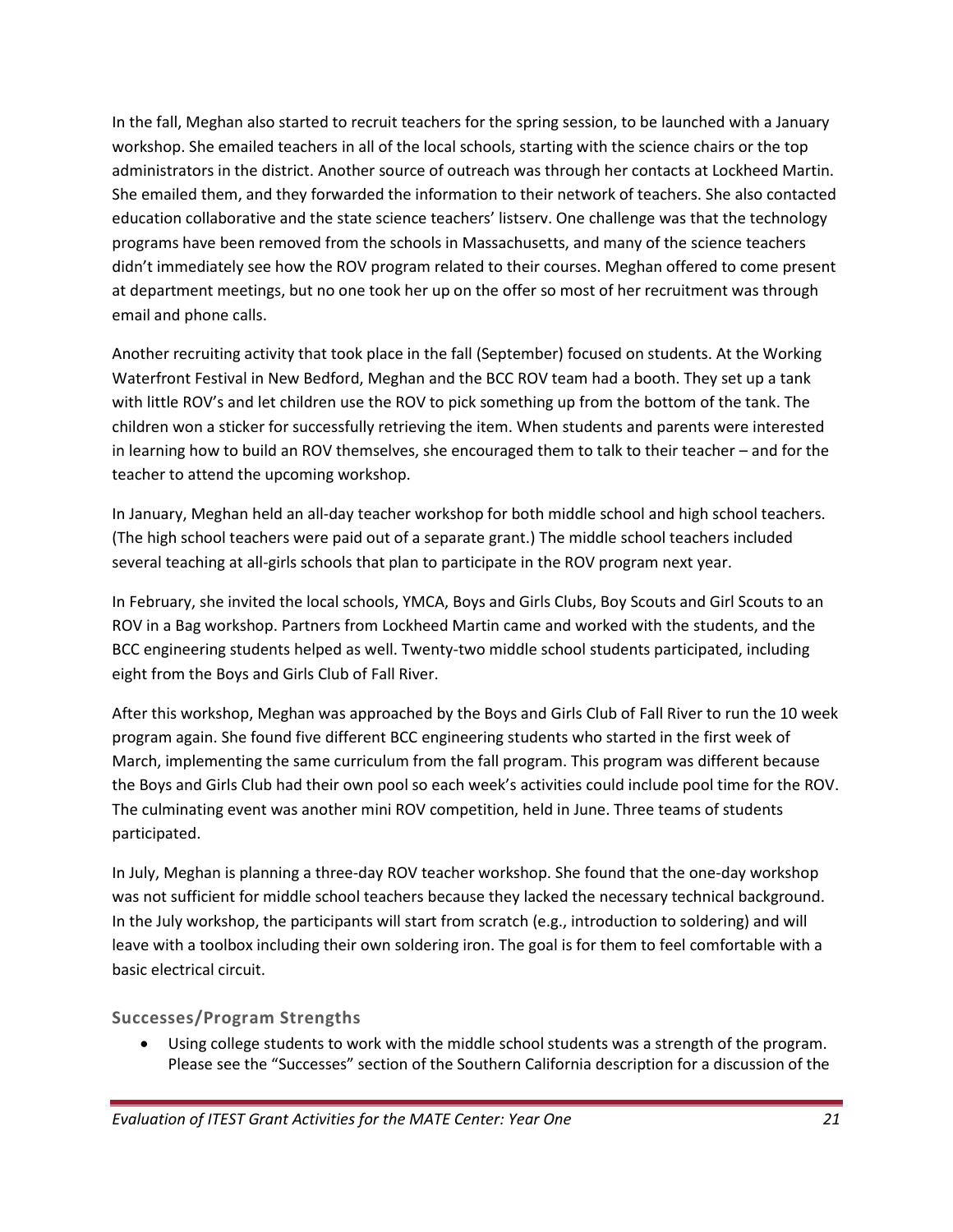In the fall, Meghan also started to recruit teachers for the spring session, to be launched with a January workshop. She emailed teachers in all of the local schools, starting with the science chairs or the top administrators in the district. Another source of outreach was through her contacts at Lockheed Martin. She emailed them, and they forwarded the information to their network of teachers. She also contacted education collaborative and the state science teachers' listserv. One challenge was that the technology programs have been removed from the schools in Massachusetts, and many of the science teachers didn't immediately see how the ROV program related to their courses. Meghan offered to come present at department meetings, but no one took her up on the offer so most of her recruitment was through email and phone calls.

Another recruiting activity that took place in the fall (September) focused on students. At the Working Waterfront Festival in New Bedford, Meghan and the BCC ROV team had a booth. They set up a tank with little ROV's and let children use the ROV to pick something up from the bottom of the tank. The children won a sticker for successfully retrieving the item. When students and parents were interested in learning how to build an ROV themselves, she encouraged them to talk to their teacher – and for the teacher to attend the upcoming workshop.

In January, Meghan held an all-day teacher workshop for both middle school and high school teachers. (The high school teachers were paid out of a separate grant.) The middle school teachers included several teaching at all-girls schools that plan to participate in the ROV program next year.

In February, she invited the local schools, YMCA, Boys and Girls Clubs, Boy Scouts and Girl Scouts to an ROV in a Bag workshop. Partners from Lockheed Martin came and worked with the students, and the BCC engineering students helped as well. Twenty-two middle school students participated, including eight from the Boys and Girls Club of Fall River.

After this workshop, Meghan was approached by the Boys and Girls Club of Fall River to run the 10 week program again. She found five different BCC engineering students who started in the first week of March, implementing the same curriculum from the fall program. This program was different because the Boys and Girls Club had their own pool so each week's activities could include pool time for the ROV. The culminating event was another mini ROV competition, held in June. Three teams of students participated.

In July, Meghan is planning a three-day ROV teacher workshop. She found that the one-day workshop was not sufficient for middle school teachers because they lacked the necessary technical background. In the July workshop, the participants will start from scratch (e.g., introduction to soldering) and will leave with a toolbox including their own soldering iron. The goal is for them to feel comfortable with a basic electrical circuit.

### Successes/Program Strengths

- Using college students to work with the middle school students was a strength of the program. Please see the "Successes" section of the Southern California description for a discussion of the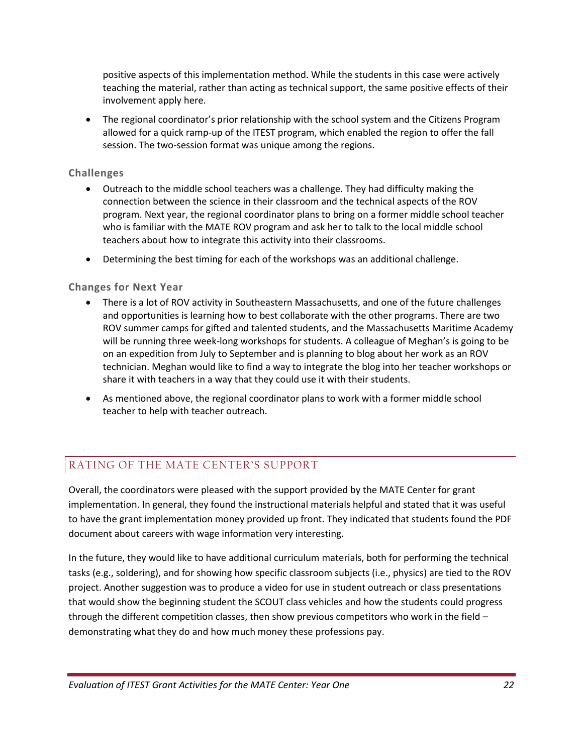positive aspects of this implementation method. While the students in this case were actively teaching the material, rather than acting as technical support, the same positive effects of their involvement apply here.

- The regional coordinator's prior relationship with the school system and the Citizens Program allowed for a quick ramp-up of the ITEST program, which enabled the region to offer the fall session. The two-session format was unique among the regions.

### Challenges

- Outreach to the middle school teachers was a challenge. They had difficulty making the connection between the science in their classroom and the technical aspects of the ROV program. Next year, the regional coordinator plans to bring on a former middle school teacher who is familiar with the MATE ROV program and ask her to talk to the local middle school teachers about how to integrate this activity into their classrooms.

- Determining the best timing for each of the workshops was an additional challenge.

### Changes for Next Year

- There is a lot of ROV activity in Southeastern Massachusetts, and one of the future challenges and opportunities is learning how to best collaborate with the other programs. There are two ROV summer camps for gifted and talented students, and the Massachusetts Maritime Academy will be running three week-long workshops for students. A colleague of Meghan's is going to be on an expedition from July to September and is planning to blog about her work as an ROV technician. Meghan would like to find a way to integrate the blog into her teacher workshops or share it with teachers in a way that they could use it with their students.

- As mentioned above, the regional coordinator plans to work with a former middle school teacher to help with teacher outreach.

## RATING OF THE MATE CENTER'S SUPPORT

Overall, the coordinators were pleased with the support provided by the MATE Center for grant implementation. In general, they found the instructional materials helpful and stated that it was useful to have the grant implementation money provided up front. They indicated that students found the PDF document about careers with wage information very interesting.

In the future, they would like to have additional curriculum materials, both for performing the technical tasks (e.g., soldering), and for showing how specific classroom subjects (i.e., physics) are tied to the ROV project. Another suggestion was to produce a video for use in student outreach or class presentations that would show the beginning student the SCOUT class vehicles and how the students could progress through the different competition classes, then show previous competitors who work in the field – demonstrating what they do and how much money these professions pay.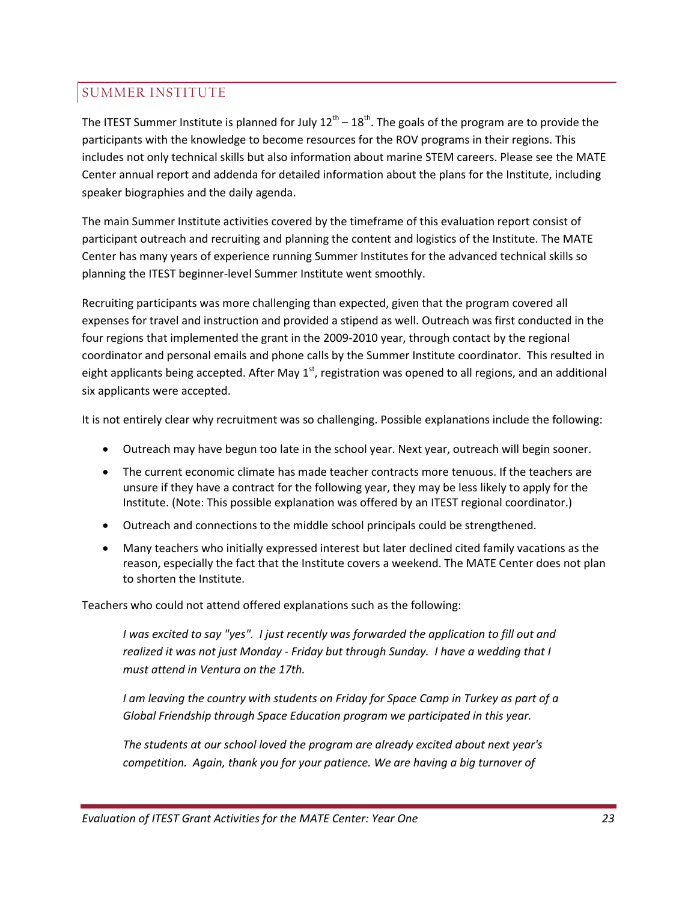## SUMMER INSTITUTE

The ITEST Summer Institute is planned for July 12$^{th}$ – 18$^{th}$. The goals of the program are to provide the participants with the knowledge to become resources for the ROV programs in their regions. This includes not only technical skills but also information about marine STEM careers. Please see the MATE Center annual report and addenda for detailed information about the plans for the Institute, including speaker biographies and the daily agenda.

The main Summer Institute activities covered by the timeframe of this evaluation report consist of participant outreach and recruiting and planning the content and logistics of the Institute. The MATE Center has many years of experience running Summer Institutes for the advanced technical skills so planning the ITEST beginner-level Summer Institute went smoothly.

Recruiting participants was more challenging than expected, given that the program covered all expenses for travel and instruction and provided a stipend as well. Outreach was first conducted in the four regions that implemented the grant in the 2009-2010 year, through contact by the regional coordinator and personal emails and phone calls by the Summer Institute coordinator. This resulted in eight applicants being accepted. After May 1$^{st}$, registration was opened to all regions, and an additional six applicants were accepted.

It is not entirely clear why recruitment was so challenging. Possible explanations include the following:

- Outreach may have begun too late in the school year. Next year, outreach will begin sooner.
- The current economic climate has made teacher contracts more tenuous. If the teachers are unsure if they have a contract for the following year, they may be less likely to apply for the Institute. (Note: This possible explanation was offered by an ITEST regional coordinator.)
- Outreach and connections to the middle school principals could be strengthened.
- Many teachers who initially expressed interest but later declined cited family vacations as the reason, especially the fact that the Institute covers a weekend. The MATE Center does not plan to shorten the Institute.

Teachers who could not attend offered explanations such as the following:

> *I was excited to say "yes". I just recently was forwarded the application to fill out and realized it was not just Monday - Friday but through Sunday. I have a wedding that I must attend in Ventura on the 17th.*
>
> *I am leaving the country with students on Friday for Space Camp in Turkey as part of a Global Friendship through Space Education program we participated in this year.*
>
> *The students at our school loved the program are already excited about next year's competition. Again, thank you for your patience. We are having a big turnover of*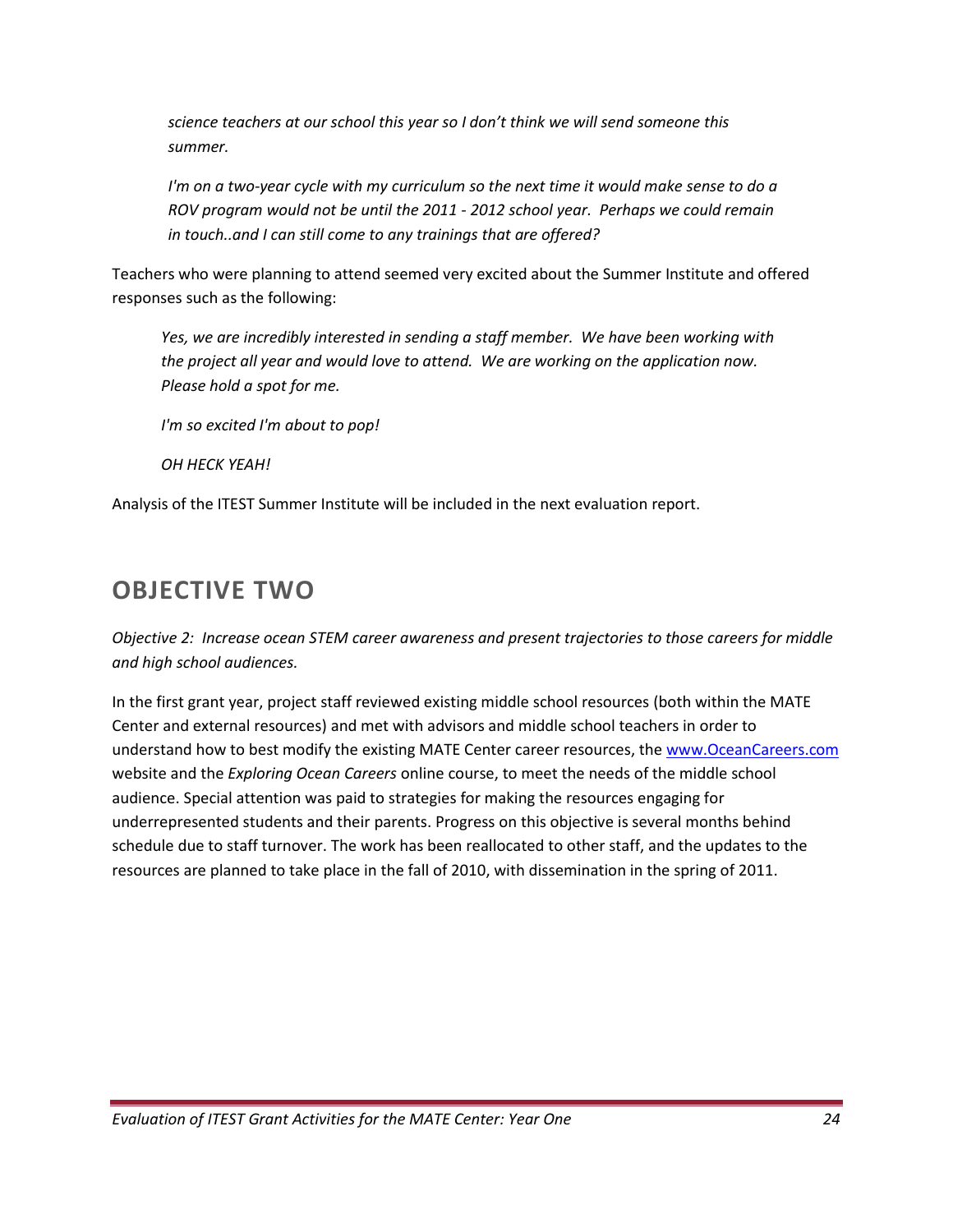*science teachers at our school this year so I don't think we will send someone this summer.*

*I'm on a two-year cycle with my curriculum so the next time it would make sense to do a ROV program would not be until the 2011 - 2012 school year. Perhaps we could remain in touch..and I can still come to any trainings that are offered?*

Teachers who were planning to attend seemed very excited about the Summer Institute and offered responses such as the following:

*Yes, we are incredibly interested in sending a staff member. We have been working with the project all year and would love to attend. We are working on the application now. Please hold a spot for me.*

*I'm so excited I'm about to pop!*

*OH HECK YEAH!*

Analysis of the ITEST Summer Institute will be included in the next evaluation report.

## OBJECTIVE TWO

*Objective 2: Increase ocean STEM career awareness and present trajectories to those careers for middle and high school audiences.*

In the first grant year, project staff reviewed existing middle school resources (both within the MATE Center and external resources) and met with advisors and middle school teachers in order to understand how to best modify the existing MATE Center career resources, the www.OceanCareers.com website and the *Exploring Ocean Careers* online course, to meet the needs of the middle school audience. Special attention was paid to strategies for making the resources engaging for underrepresented students and their parents. Progress on this objective is several months behind schedule due to staff turnover. The work has been reallocated to other staff, and the updates to the resources are planned to take place in the fall of 2010, with dissemination in the spring of 2011.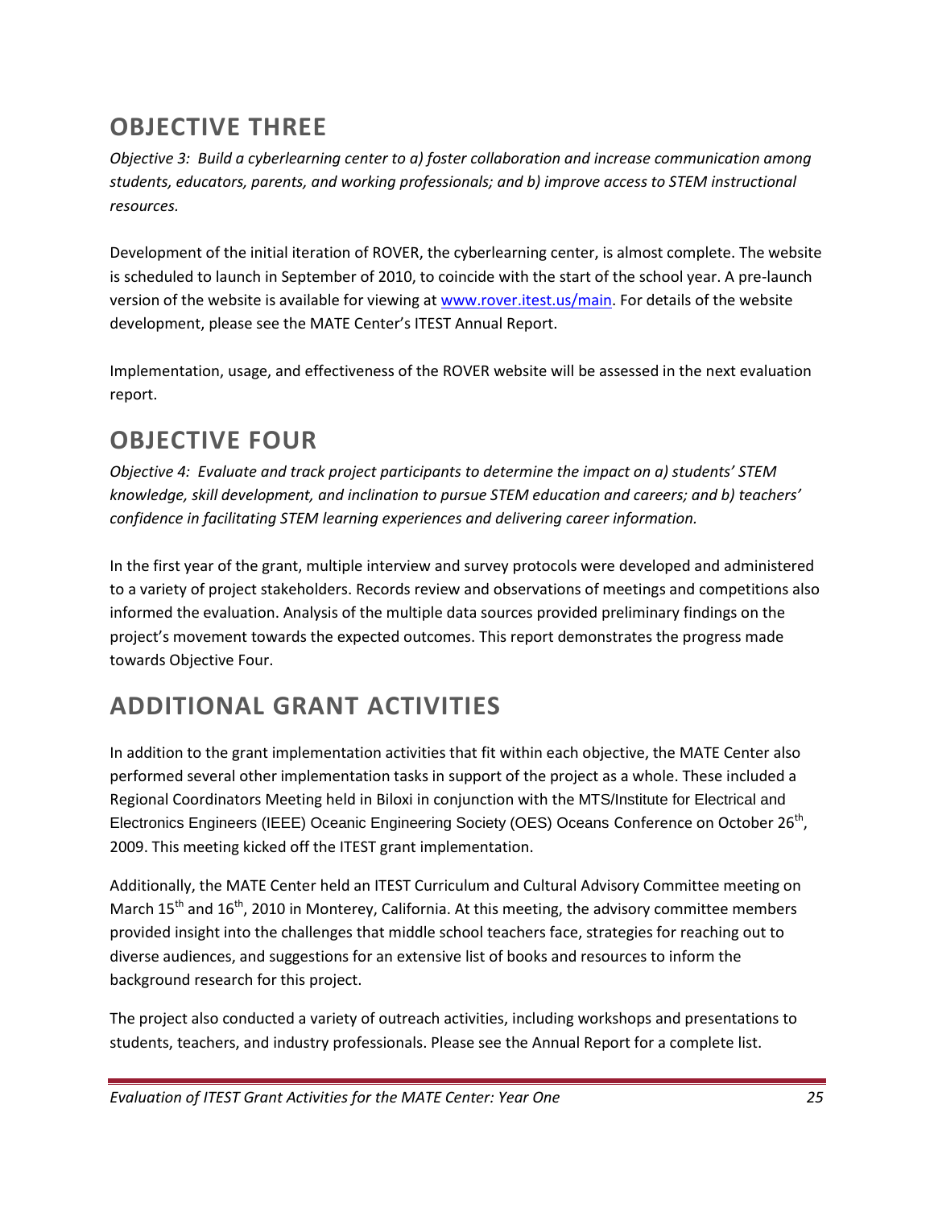## OBJECTIVE THREE

*Objective 3: Build a cyberlearning center to a) foster collaboration and increase communication among students, educators, parents, and working professionals; and b) improve access to STEM instructional resources.*

Development of the initial iteration of ROVER, the cyberlearning center, is almost complete. The website is scheduled to launch in September of 2010, to coincide with the start of the school year. A pre-launch version of the website is available for viewing at [www.rover.itest.us/main](www.rover.itest.us/main). For details of the website development, please see the MATE Center's ITEST Annual Report.

Implementation, usage, and effectiveness of the ROVER website will be assessed in the next evaluation report.

## OBJECTIVE FOUR

*Objective 4: Evaluate and track project participants to determine the impact on a) students' STEM knowledge, skill development, and inclination to pursue STEM education and careers; and b) teachers' confidence in facilitating STEM learning experiences and delivering career information.*

In the first year of the grant, multiple interview and survey protocols were developed and administered to a variety of project stakeholders. Records review and observations of meetings and competitions also informed the evaluation. Analysis of the multiple data sources provided preliminary findings on the project's movement towards the expected outcomes. This report demonstrates the progress made towards Objective Four.

## ADDITIONAL GRANT ACTIVITIES

In addition to the grant implementation activities that fit within each objective, the MATE Center also performed several other implementation tasks in support of the project as a whole. These included a Regional Coordinators Meeting held in Biloxi in conjunction with the MTS/Institute for Electrical and Electronics Engineers (IEEE) Oceanic Engineering Society (OES) Oceans Conference on October 26th, 2009. This meeting kicked off the ITEST grant implementation.

Additionally, the MATE Center held an ITEST Curriculum and Cultural Advisory Committee meeting on March 15th and 16th, 2010 in Monterey, California. At this meeting, the advisory committee members provided insight into the challenges that middle school teachers face, strategies for reaching out to diverse audiences, and suggestions for an extensive list of books and resources to inform the background research for this project.

The project also conducted a variety of outreach activities, including workshops and presentations to students, teachers, and industry professionals. Please see the Annual Report for a complete list.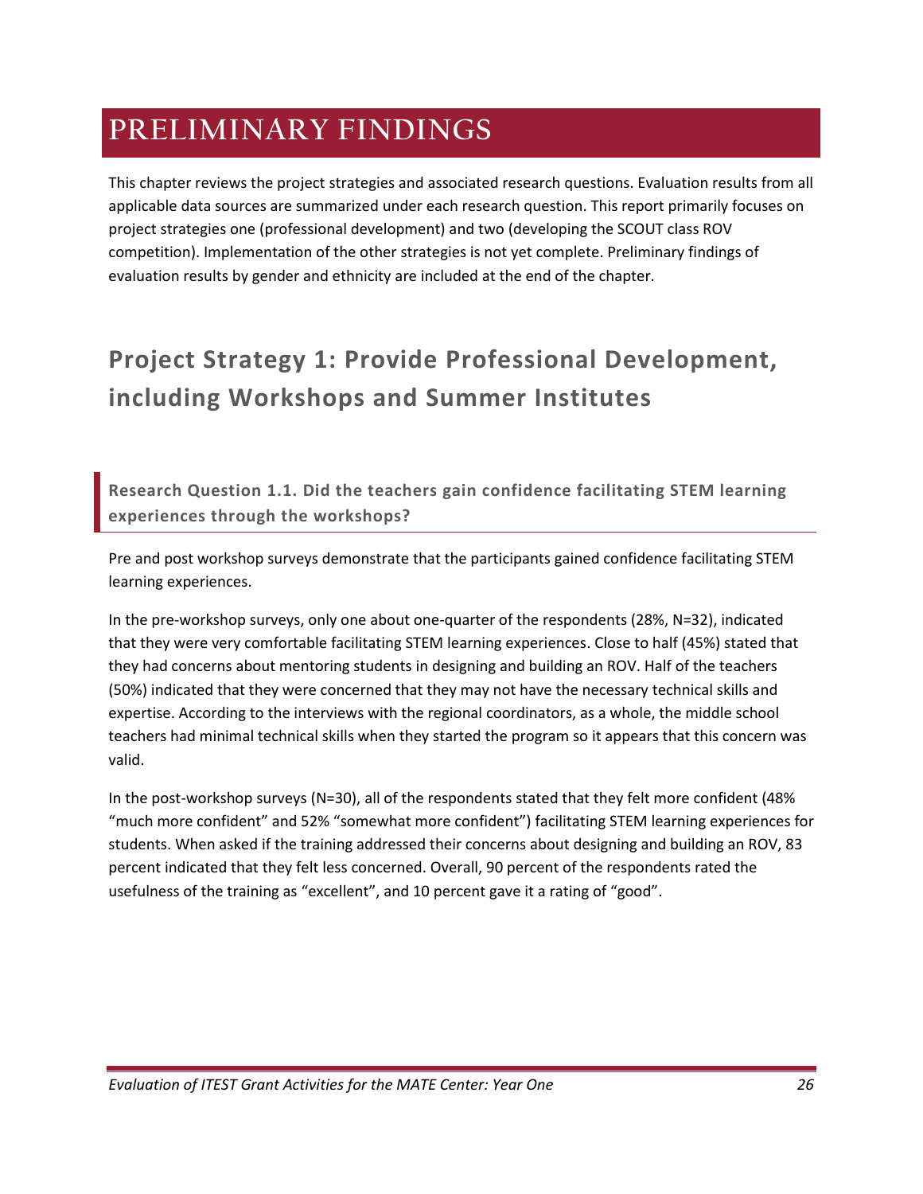# PRELIMINARY FINDINGS

This chapter reviews the project strategies and associated research questions. Evaluation results from all applicable data sources are summarized under each research question. This report primarily focuses on project strategies one (professional development) and two (developing the SCOUT class ROV competition). Implementation of the other strategies is not yet complete. Preliminary findings of evaluation results by gender and ethnicity are included at the end of the chapter.

## Project Strategy 1: Provide Professional Development, including Workshops and Summer Institutes

### Research Question 1.1. Did the teachers gain confidence facilitating STEM learning experiences through the workshops?

Pre and post workshop surveys demonstrate that the participants gained confidence facilitating STEM learning experiences.

In the pre-workshop surveys, only one about one-quarter of the respondents (28%, N=32), indicated that they were very comfortable facilitating STEM learning experiences. Close to half (45%) stated that they had concerns about mentoring students in designing and building an ROV. Half of the teachers (50%) indicated that they were concerned that they may not have the necessary technical skills and expertise. According to the interviews with the regional coordinators, as a whole, the middle school teachers had minimal technical skills when they started the program so it appears that this concern was valid.

In the post-workshop surveys (N=30), all of the respondents stated that they felt more confident (48% "much more confident" and 52% "somewhat more confident") facilitating STEM learning experiences for students. When asked if the training addressed their concerns about designing and building an ROV, 83 percent indicated that they felt less concerned. Overall, 90 percent of the respondents rated the usefulness of the training as "excellent", and 10 percent gave it a rating of "good".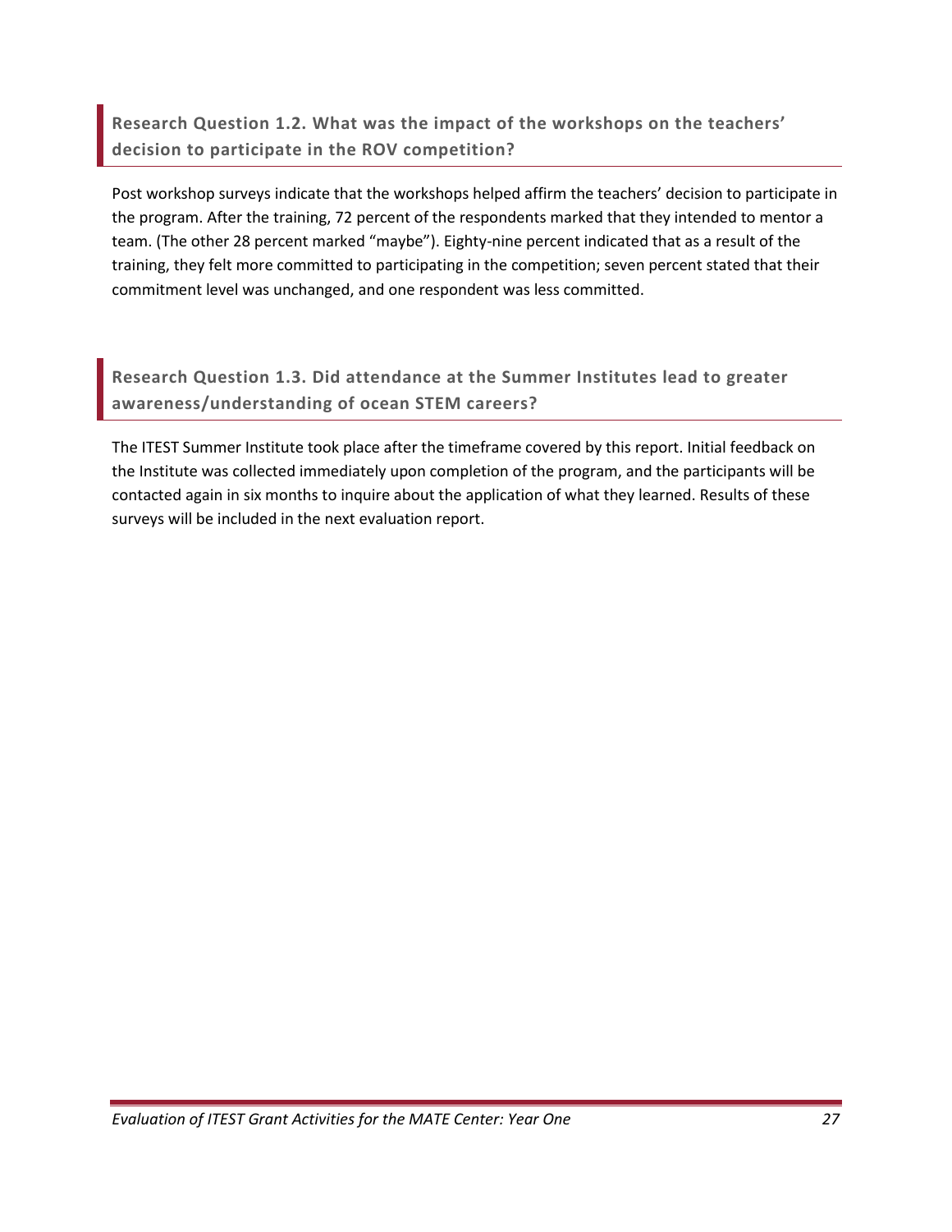### Research Question 1.2. What was the impact of the workshops on the teachers' decision to participate in the ROV competition?

Post workshop surveys indicate that the workshops helped affirm the teachers' decision to participate in the program. After the training, 72 percent of the respondents marked that they intended to mentor a team. (The other 28 percent marked "maybe"). Eighty-nine percent indicated that as a result of the training, they felt more committed to participating in the competition; seven percent stated that their commitment level was unchanged, and one respondent was less committed.

### Research Question 1.3. Did attendance at the Summer Institutes lead to greater awareness/understanding of ocean STEM careers?

The ITEST Summer Institute took place after the timeframe covered by this report. Initial feedback on the Institute was collected immediately upon completion of the program, and the participants will be contacted again in six months to inquire about the application of what they learned. Results of these surveys will be included in the next evaluation report.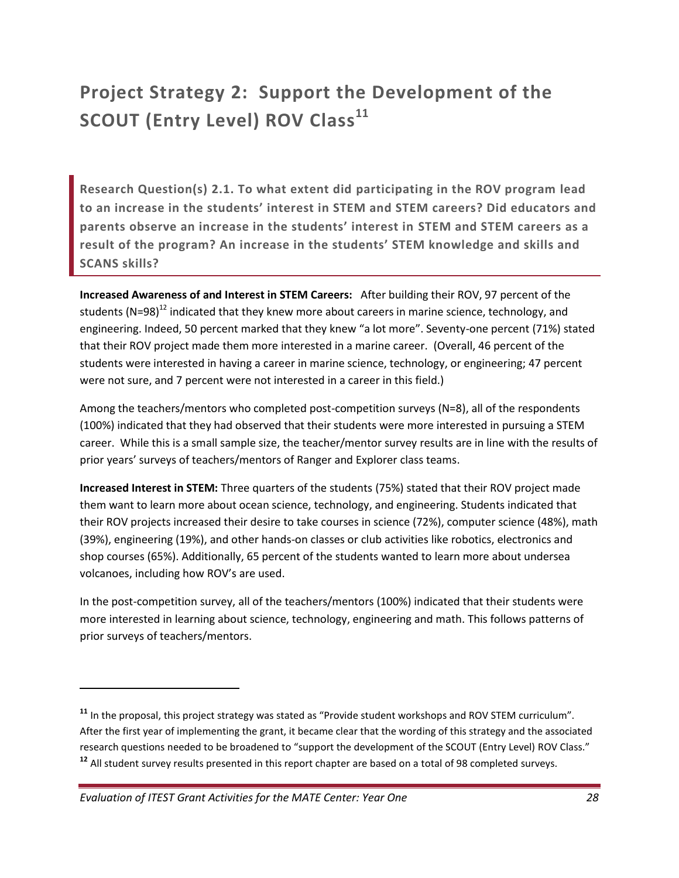# Project Strategy 2: Support the Development of the SCOUT (Entry Level) ROV Class[11]

**Research Question(s) 2.1. To what extent did participating in the ROV program lead to an increase in the students' interest in STEM and STEM careers? Did educators and parents observe an increase in the students' interest in STEM and STEM careers as a result of the program? An increase in the students' STEM knowledge and skills and SCANS skills?**

**Increased Awareness of and Interest in STEM Careers:** After building their ROV, 97 percent of the students (N=98)[12] indicated that they knew more about careers in marine science, technology, and engineering. Indeed, 50 percent marked that they knew "a lot more". Seventy-one percent (71%) stated that their ROV project made them more interested in a marine career. (Overall, 46 percent of the students were interested in having a career in marine science, technology, or engineering; 47 percent were not sure, and 7 percent were not interested in a career in this field.)

Among the teachers/mentors who completed post-competition surveys (N=8), all of the respondents (100%) indicated that they had observed that their students were more interested in pursuing a STEM career. While this is a small sample size, the teacher/mentor survey results are in line with the results of prior years' surveys of teachers/mentors of Ranger and Explorer class teams.

**Increased Interest in STEM:** Three quarters of the students (75%) stated that their ROV project made them want to learn more about ocean science, technology, and engineering. Students indicated that their ROV projects increased their desire to take courses in science (72%), computer science (48%), math (39%), engineering (19%), and other hands-on classes or club activities like robotics, electronics and shop courses (65%). Additionally, 65 percent of the students wanted to learn more about undersea volcanoes, including how ROV's are used.

In the post-competition survey, all of the teachers/mentors (100%) indicated that their students were more interested in learning about science, technology, engineering and math. This follows patterns of prior surveys of teachers/mentors.

---

[11] In the proposal, this project strategy was stated as "Provide student workshops and ROV STEM curriculum". After the first year of implementing the grant, it became clear that the wording of this strategy and the associated research questions needed to be broadened to "support the development of the SCOUT (Entry Level) ROV Class."

[12] All student survey results presented in this report chapter are based on a total of 98 completed surveys.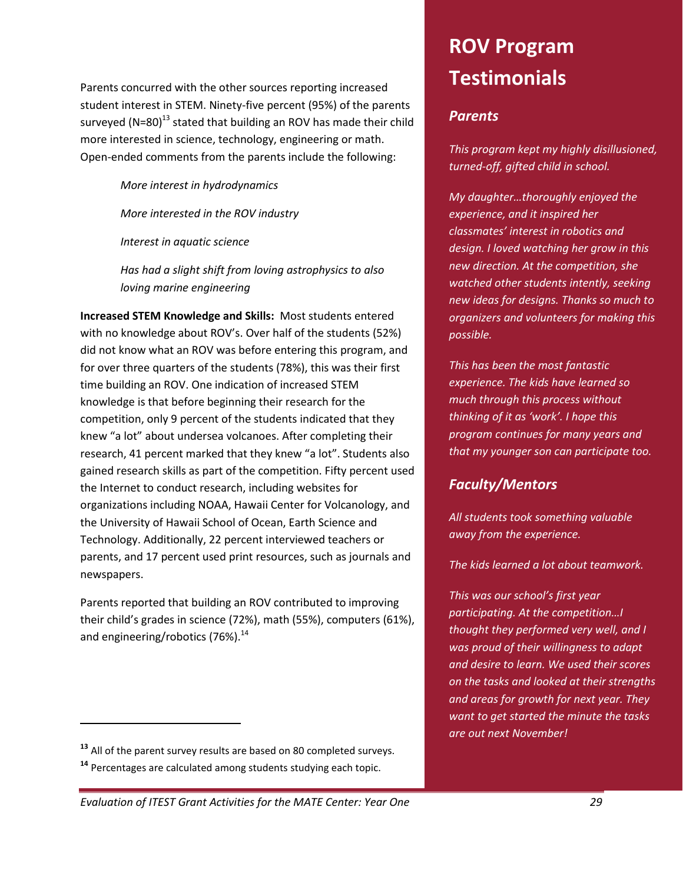Parents concurred with the other sources reporting increased student interest in STEM. Ninety-five percent (95%) of the parents surveyed (N=80)[13] stated that building an ROV has made their child more interested in science, technology, engineering or math. Open-ended comments from the parents include the following:

> *More interest in hydrodynamics*
>
> *More interested in the ROV industry*
>
> *Interest in aquatic science*
>
> *Has had a slight shift from loving astrophysics to also loving marine engineering*

**Increased STEM Knowledge and Skills:** Most students entered with no knowledge about ROV's. Over half of the students (52%) did not know what an ROV was before entering this program, and for over three quarters of the students (78%), this was their first time building an ROV. One indication of increased STEM knowledge is that before beginning their research for the competition, only 9 percent of the students indicated that they knew "a lot" about undersea volcanoes. After completing their research, 41 percent marked that they knew "a lot". Students also gained research skills as part of the competition. Fifty percent used the Internet to conduct research, including websites for organizations including NOAA, Hawaii Center for Volcanology, and the University of Hawaii School of Ocean, Earth Science and Technology. Additionally, 22 percent interviewed teachers or parents, and 17 percent used print resources, such as journals and newspapers.

Parents reported that building an ROV contributed to improving their child's grades in science (72%), math (55%), computers (61%), and engineering/robotics (76%).[14]

[13] All of the parent survey results are based on 80 completed surveys.

[14] Percentages are calculated among students studying each topic.

# ROV Program Testimonials

## *Parents*

*This program kept my highly disillusioned, turned-off, gifted child in school.*

*My daughter…thoroughly enjoyed the experience, and it inspired her classmates' interest in robotics and design. I loved watching her grow in this new direction. At the competition, she watched other students intently, seeking new ideas for designs. Thanks so much to organizers and volunteers for making this possible.*

*This has been the most fantastic experience. The kids have learned so much through this process without thinking of it as 'work'. I hope this program continues for many years and that my younger son can participate too.*

## *Faculty/Mentors*

*All students took something valuable away from the experience.*

*The kids learned a lot about teamwork.*

*This was our school's first year participating. At the competition…I thought they performed very well, and I was proud of their willingness to adapt and desire to learn. We used their scores on the tasks and looked at their strengths and areas for growth for next year. They want to get started the minute the tasks are out next November!*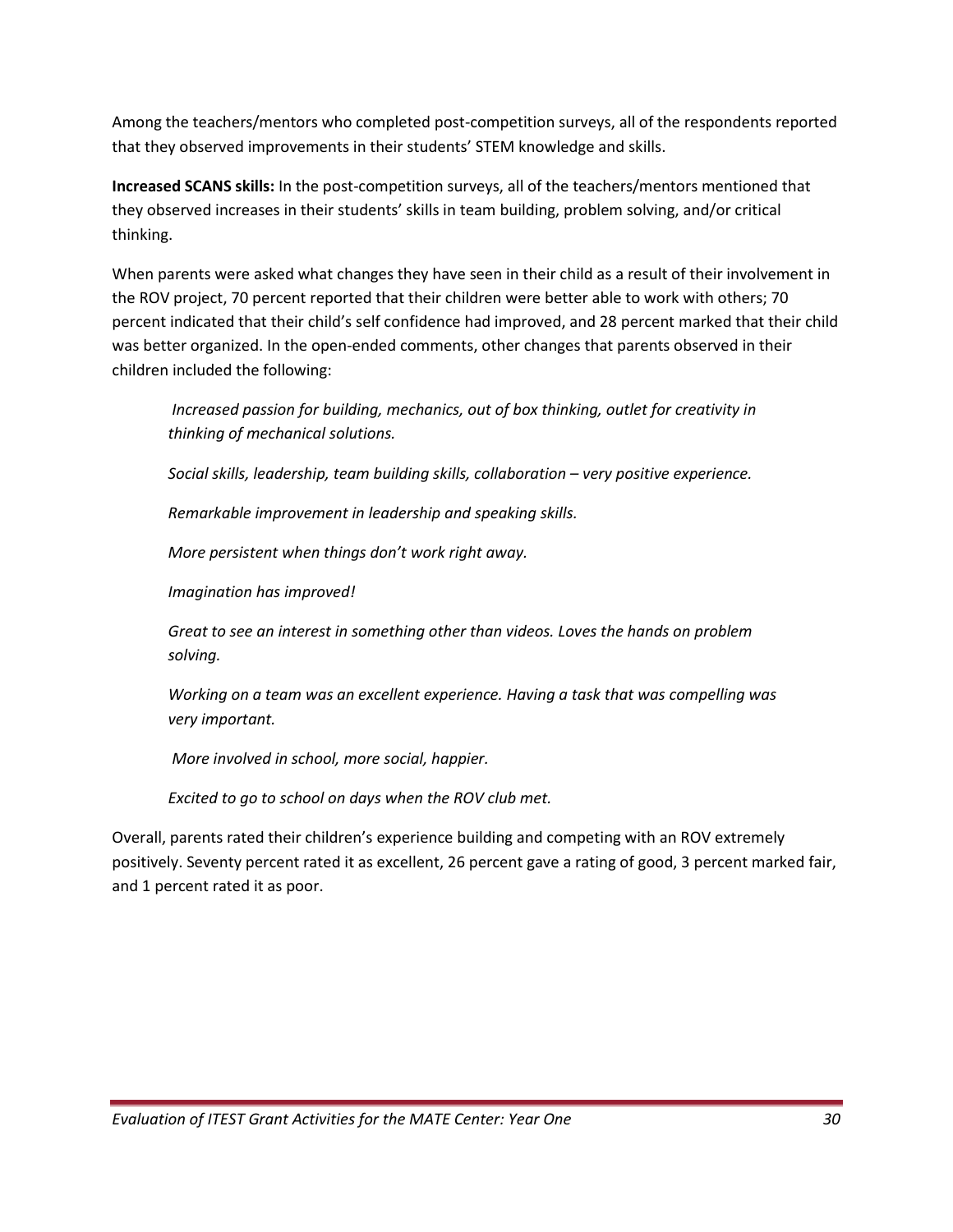Among the teachers/mentors who completed post-competition surveys, all of the respondents reported that they observed improvements in their students' STEM knowledge and skills.

**Increased SCANS skills:** In the post-competition surveys, all of the teachers/mentors mentioned that they observed increases in their students' skills in team building, problem solving, and/or critical thinking.

When parents were asked what changes they have seen in their child as a result of their involvement in the ROV project, 70 percent reported that their children were better able to work with others; 70 percent indicated that their child's self confidence had improved, and 28 percent marked that their child was better organized. In the open-ended comments, other changes that parents observed in their children included the following:

> *Increased passion for building, mechanics, out of box thinking, outlet for creativity in thinking of mechanical solutions.*
>
> *Social skills, leadership, team building skills, collaboration – very positive experience.*
>
> *Remarkable improvement in leadership and speaking skills.*
>
> *More persistent when things don't work right away.*
>
> *Imagination has improved!*
>
> *Great to see an interest in something other than videos. Loves the hands on problem solving.*
>
> *Working on a team was an excellent experience. Having a task that was compelling was very important.*
>
> *More involved in school, more social, happier.*
>
> *Excited to go to school on days when the ROV club met.*

Overall, parents rated their children's experience building and competing with an ROV extremely positively. Seventy percent rated it as excellent, 26 percent gave a rating of good, 3 percent marked fair, and 1 percent rated it as poor.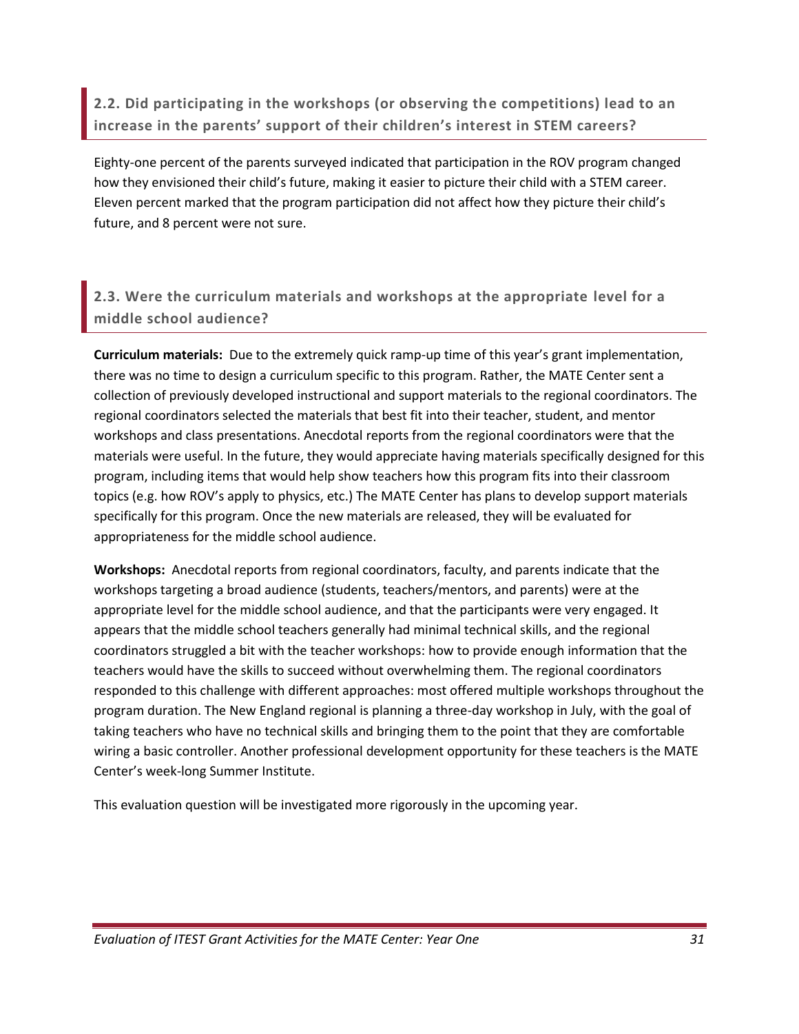## 2.2. Did participating in the workshops (or observing the competitions) lead to an increase in the parents' support of their children's interest in STEM careers?

Eighty-one percent of the parents surveyed indicated that participation in the ROV program changed how they envisioned their child's future, making it easier to picture their child with a STEM career. Eleven percent marked that the program participation did not affect how they picture their child's future, and 8 percent were not sure.

## 2.3. Were the curriculum materials and workshops at the appropriate level for a middle school audience?

**Curriculum materials:** Due to the extremely quick ramp-up time of this year's grant implementation, there was no time to design a curriculum specific to this program. Rather, the MATE Center sent a collection of previously developed instructional and support materials to the regional coordinators. The regional coordinators selected the materials that best fit into their teacher, student, and mentor workshops and class presentations. Anecdotal reports from the regional coordinators were that the materials were useful. In the future, they would appreciate having materials specifically designed for this program, including items that would help show teachers how this program fits into their classroom topics (e.g. how ROV's apply to physics, etc.) The MATE Center has plans to develop support materials specifically for this program. Once the new materials are released, they will be evaluated for appropriateness for the middle school audience.

**Workshops:** Anecdotal reports from regional coordinators, faculty, and parents indicate that the workshops targeting a broad audience (students, teachers/mentors, and parents) were at the appropriate level for the middle school audience, and that the participants were very engaged. It appears that the middle school teachers generally had minimal technical skills, and the regional coordinators struggled a bit with the teacher workshops: how to provide enough information that the teachers would have the skills to succeed without overwhelming them. The regional coordinators responded to this challenge with different approaches: most offered multiple workshops throughout the program duration. The New England regional is planning a three-day workshop in July, with the goal of taking teachers who have no technical skills and bringing them to the point that they are comfortable wiring a basic controller. Another professional development opportunity for these teachers is the MATE Center's week-long Summer Institute.

This evaluation question will be investigated more rigorously in the upcoming year.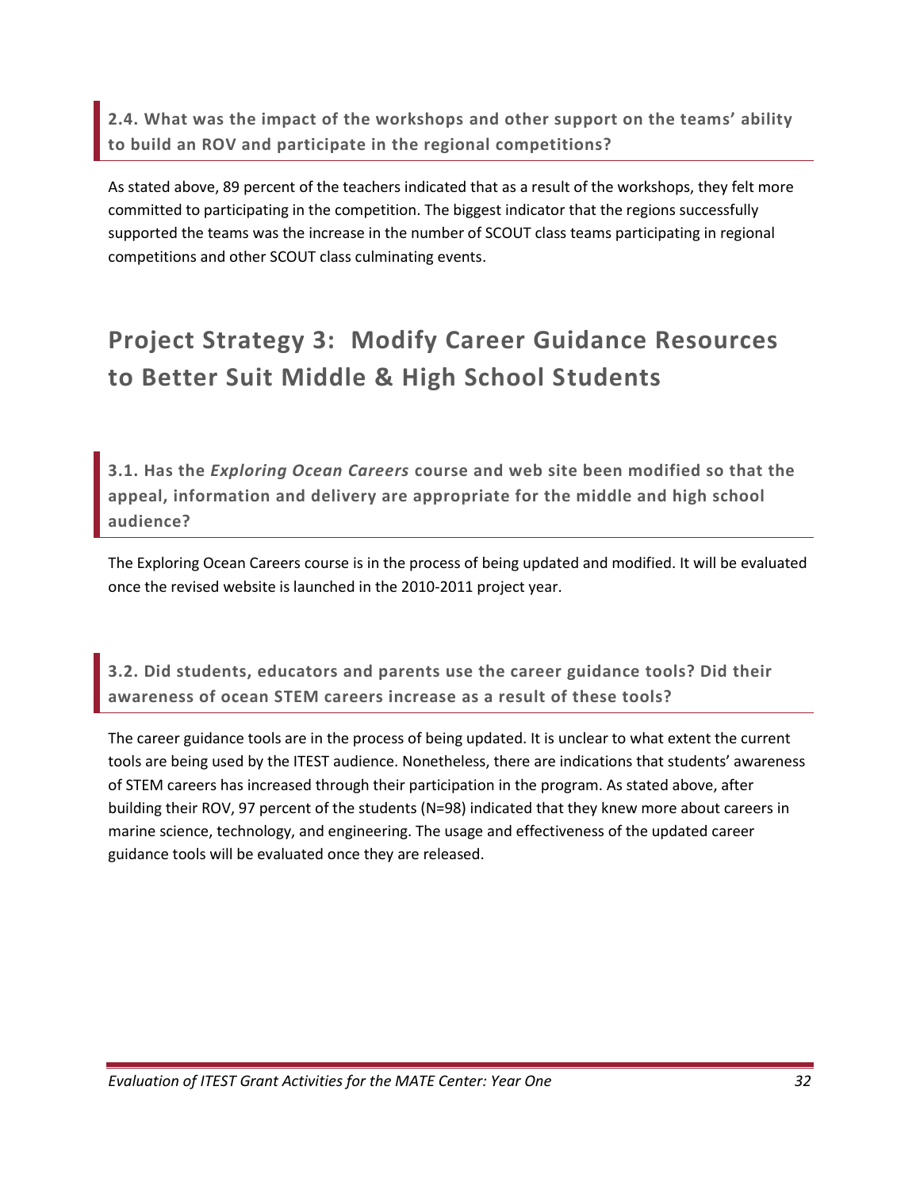### 2.4. What was the impact of the workshops and other support on the teams' ability to build an ROV and participate in the regional competitions?

As stated above, 89 percent of the teachers indicated that as a result of the workshops, they felt more committed to participating in the competition. The biggest indicator that the regions successfully supported the teams was the increase in the number of SCOUT class teams participating in regional competitions and other SCOUT class culminating events.

# Project Strategy 3: Modify Career Guidance Resources to Better Suit Middle & High School Students

### 3.1. Has the *Exploring Ocean Careers* course and web site been modified so that the appeal, information and delivery are appropriate for the middle and high school audience?

The Exploring Ocean Careers course is in the process of being updated and modified. It will be evaluated once the revised website is launched in the 2010-2011 project year.

### 3.2. Did students, educators and parents use the career guidance tools? Did their awareness of ocean STEM careers increase as a result of these tools?

The career guidance tools are in the process of being updated. It is unclear to what extent the current tools are being used by the ITEST audience. Nonetheless, there are indications that students' awareness of STEM careers has increased through their participation in the program. As stated above, after building their ROV, 97 percent of the students (N=98) indicated that they knew more about careers in marine science, technology, and engineering. The usage and effectiveness of the updated career guidance tools will be evaluated once they are released.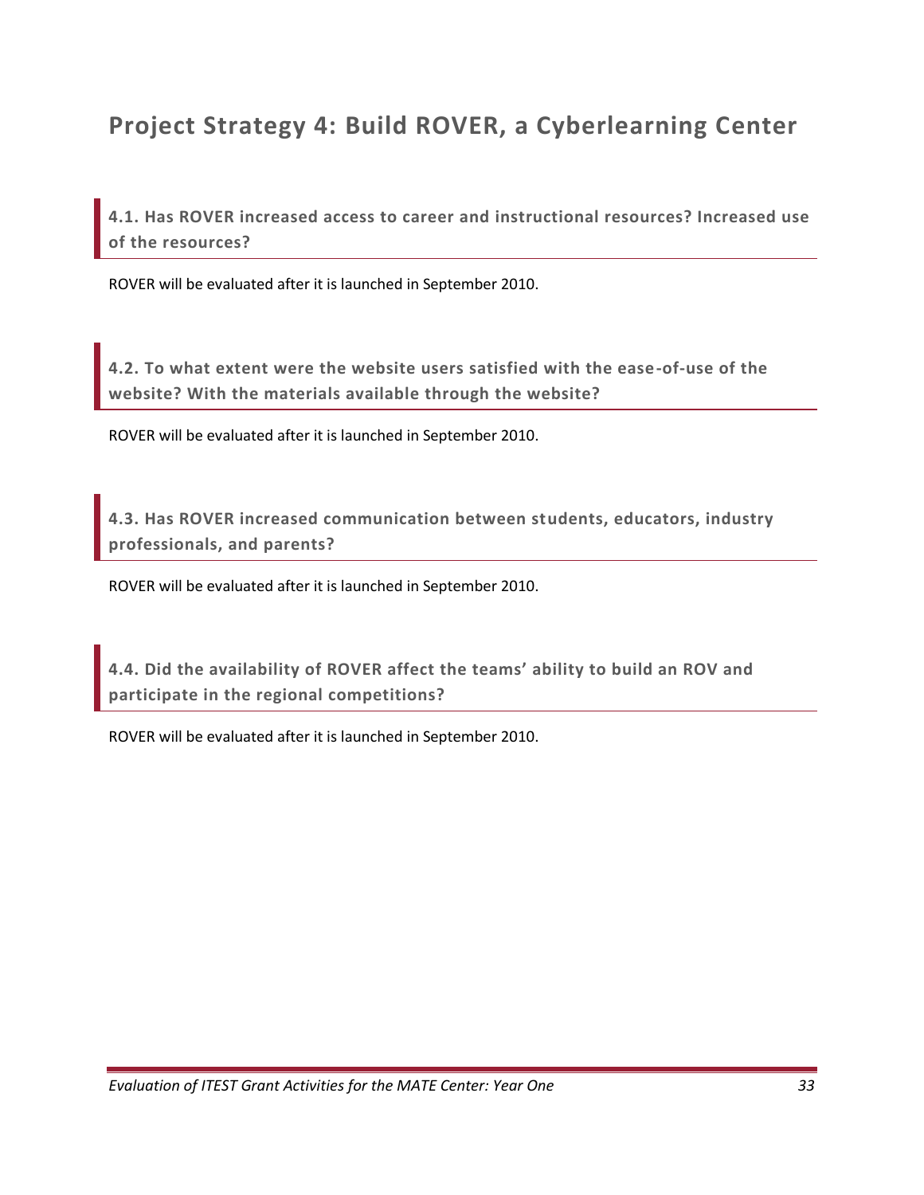## Project Strategy 4: Build ROVER, a Cyberlearning Center

### 4.1. Has ROVER increased access to career and instructional resources? Increased use of the resources?

ROVER will be evaluated after it is launched in September 2010.

### 4.2. To what extent were the website users satisfied with the ease-of-use of the website? With the materials available through the website?

ROVER will be evaluated after it is launched in September 2010.

### 4.3. Has ROVER increased communication between students, educators, industry professionals, and parents?

ROVER will be evaluated after it is launched in September 2010.

### 4.4. Did the availability of ROVER affect the teams' ability to build an ROV and participate in the regional competitions?

ROVER will be evaluated after it is launched in September 2010.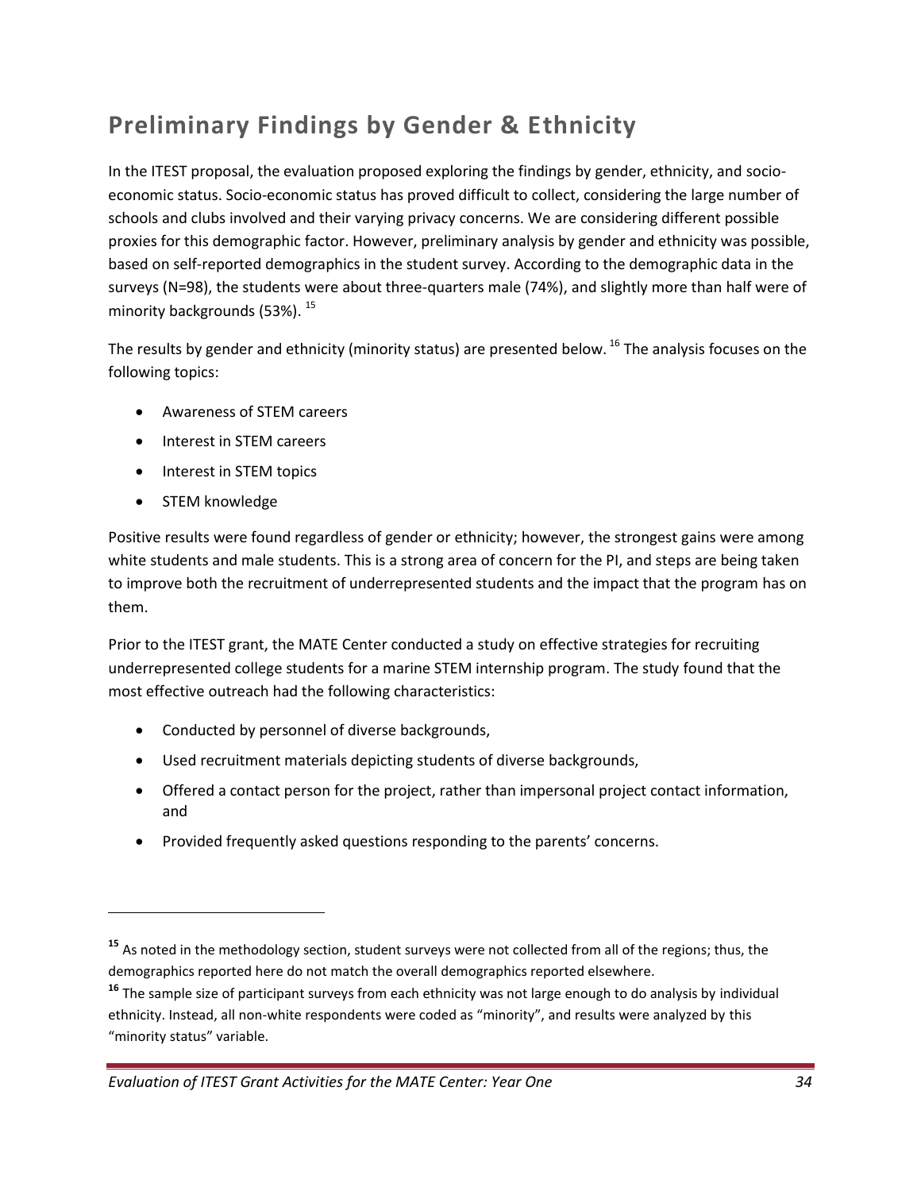## Preliminary Findings by Gender & Ethnicity

In the ITEST proposal, the evaluation proposed exploring the findings by gender, ethnicity, and socio-economic status. Socio-economic status has proved difficult to collect, considering the large number of schools and clubs involved and their varying privacy concerns. We are considering different possible proxies for this demographic factor. However, preliminary analysis by gender and ethnicity was possible, based on self-reported demographics in the student survey. According to the demographic data in the surveys (N=98), the students were about three-quarters male (74%), and slightly more than half were of minority backgrounds (53%). [15]

The results by gender and ethnicity (minority status) are presented below. [16] The analysis focuses on the following topics:

- Awareness of STEM careers
- Interest in STEM careers
- Interest in STEM topics
- STEM knowledge

Positive results were found regardless of gender or ethnicity; however, the strongest gains were among white students and male students. This is a strong area of concern for the PI, and steps are being taken to improve both the recruitment of underrepresented students and the impact that the program has on them.

Prior to the ITEST grant, the MATE Center conducted a study on effective strategies for recruiting underrepresented college students for a marine STEM internship program. The study found that the most effective outreach had the following characteristics:

- Conducted by personnel of diverse backgrounds,
- Used recruitment materials depicting students of diverse backgrounds,
- Offered a contact person for the project, rather than impersonal project contact information, and
- Provided frequently asked questions responding to the parents' concerns.

---

[15] As noted in the methodology section, student surveys were not collected from all of the regions; thus, the demographics reported here do not match the overall demographics reported elsewhere.

[16] The sample size of participant surveys from each ethnicity was not large enough to do analysis by individual ethnicity. Instead, all non-white respondents were coded as "minority", and results were analyzed by this "minority status" variable.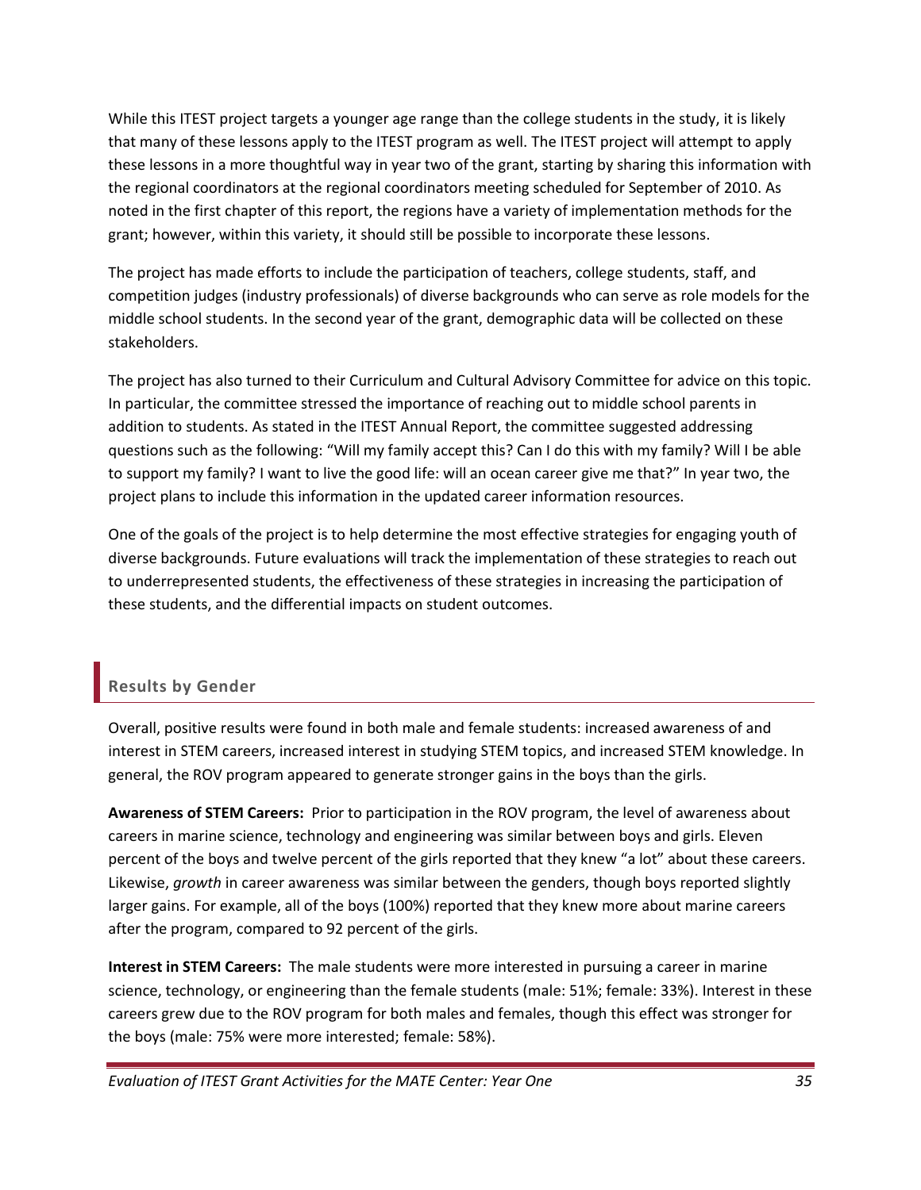While this ITEST project targets a younger age range than the college students in the study, it is likely that many of these lessons apply to the ITEST program as well. The ITEST project will attempt to apply these lessons in a more thoughtful way in year two of the grant, starting by sharing this information with the regional coordinators at the regional coordinators meeting scheduled for September of 2010. As noted in the first chapter of this report, the regions have a variety of implementation methods for the grant; however, within this variety, it should still be possible to incorporate these lessons.

The project has made efforts to include the participation of teachers, college students, staff, and competition judges (industry professionals) of diverse backgrounds who can serve as role models for the middle school students. In the second year of the grant, demographic data will be collected on these stakeholders.

The project has also turned to their Curriculum and Cultural Advisory Committee for advice on this topic. In particular, the committee stressed the importance of reaching out to middle school parents in addition to students. As stated in the ITEST Annual Report, the committee suggested addressing questions such as the following: "Will my family accept this? Can I do this with my family? Will I be able to support my family? I want to live the good life: will an ocean career give me that?" In year two, the project plans to include this information in the updated career information resources.

One of the goals of the project is to help determine the most effective strategies for engaging youth of diverse backgrounds. Future evaluations will track the implementation of these strategies to reach out to underrepresented students, the effectiveness of these strategies in increasing the participation of these students, and the differential impacts on student outcomes.

## Results by Gender

Overall, positive results were found in both male and female students: increased awareness of and interest in STEM careers, increased interest in studying STEM topics, and increased STEM knowledge. In general, the ROV program appeared to generate stronger gains in the boys than the girls.

**Awareness of STEM Careers:** Prior to participation in the ROV program, the level of awareness about careers in marine science, technology and engineering was similar between boys and girls. Eleven percent of the boys and twelve percent of the girls reported that they knew "a lot" about these careers. Likewise, *growth* in career awareness was similar between the genders, though boys reported slightly larger gains. For example, all of the boys (100%) reported that they knew more about marine careers after the program, compared to 92 percent of the girls.

**Interest in STEM Careers:** The male students were more interested in pursuing a career in marine science, technology, or engineering than the female students (male: 51%; female: 33%). Interest in these careers grew due to the ROV program for both males and females, though this effect was stronger for the boys (male: 75% were more interested; female: 58%).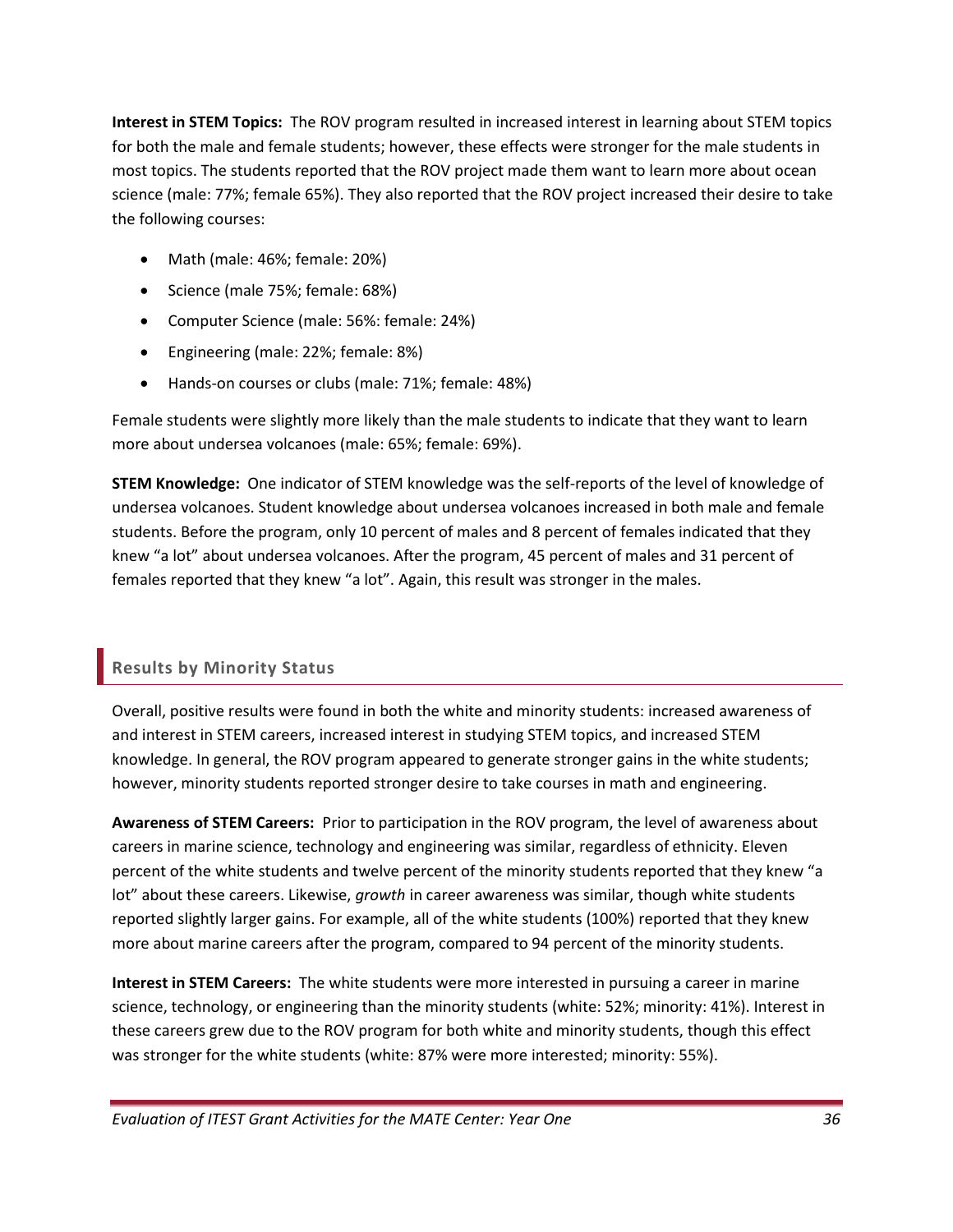**Interest in STEM Topics:** The ROV program resulted in increased interest in learning about STEM topics for both the male and female students; however, these effects were stronger for the male students in most topics. The students reported that the ROV project made them want to learn more about ocean science (male: 77%; female 65%). They also reported that the ROV project increased their desire to take the following courses:

- Math (male: 46%; female: 20%)
- Science (male 75%; female: 68%)
- Computer Science (male: 56%: female: 24%)
- Engineering (male: 22%; female: 8%)
- Hands-on courses or clubs (male: 71%; female: 48%)

Female students were slightly more likely than the male students to indicate that they want to learn more about undersea volcanoes (male: 65%; female: 69%).

**STEM Knowledge:** One indicator of STEM knowledge was the self-reports of the level of knowledge of undersea volcanoes. Student knowledge about undersea volcanoes increased in both male and female students. Before the program, only 10 percent of males and 8 percent of females indicated that they knew "a lot" about undersea volcanoes. After the program, 45 percent of males and 31 percent of females reported that they knew "a lot". Again, this result was stronger in the males.

## Results by Minority Status

Overall, positive results were found in both the white and minority students: increased awareness of and interest in STEM careers, increased interest in studying STEM topics, and increased STEM knowledge. In general, the ROV program appeared to generate stronger gains in the white students; however, minority students reported stronger desire to take courses in math and engineering.

**Awareness of STEM Careers:** Prior to participation in the ROV program, the level of awareness about careers in marine science, technology and engineering was similar, regardless of ethnicity. Eleven percent of the white students and twelve percent of the minority students reported that they knew "a lot" about these careers. Likewise, *growth* in career awareness was similar, though white students reported slightly larger gains. For example, all of the white students (100%) reported that they knew more about marine careers after the program, compared to 94 percent of the minority students.

**Interest in STEM Careers:** The white students were more interested in pursuing a career in marine science, technology, or engineering than the minority students (white: 52%; minority: 41%). Interest in these careers grew due to the ROV program for both white and minority students, though this effect was stronger for the white students (white: 87% were more interested; minority: 55%).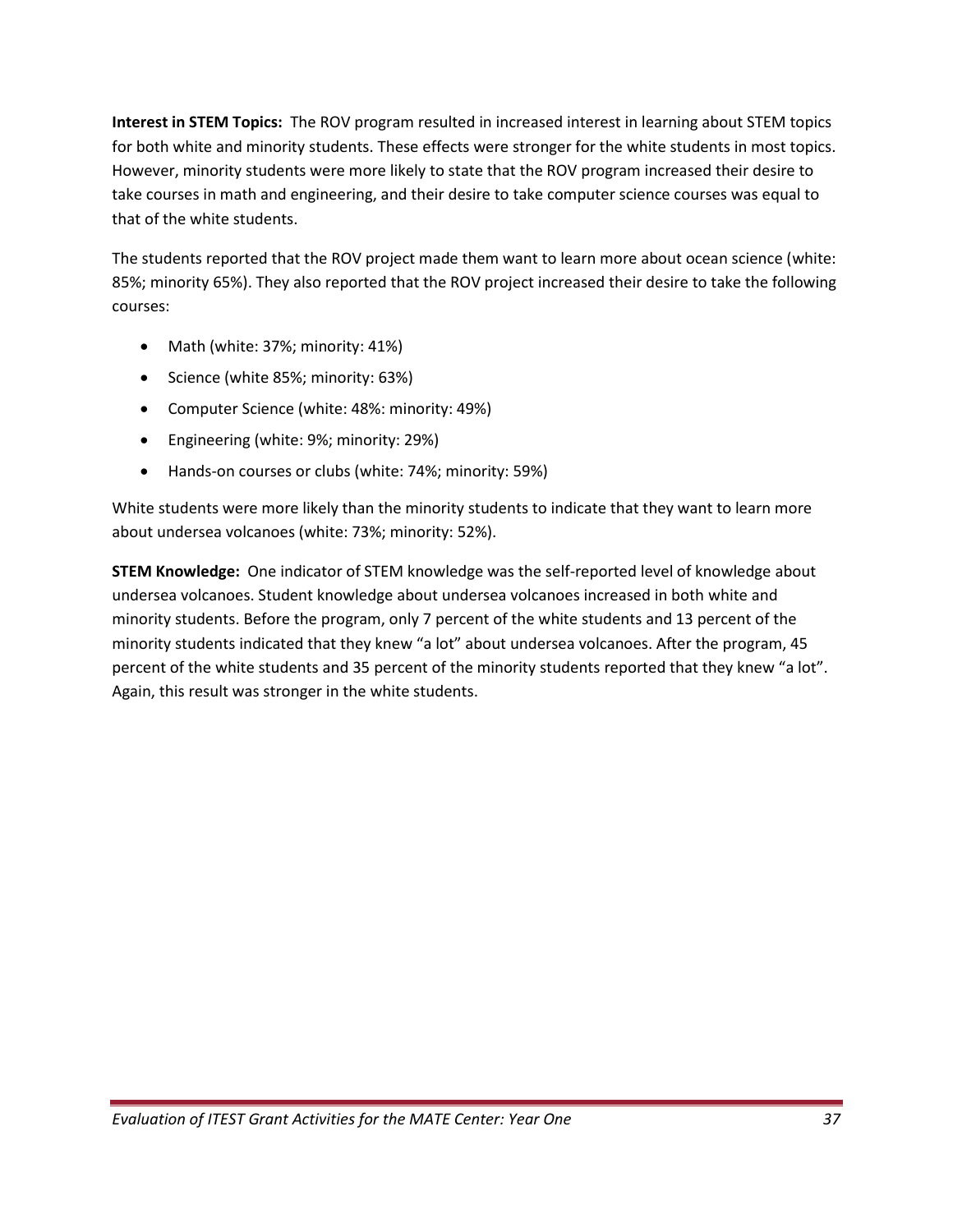**Interest in STEM Topics:** The ROV program resulted in increased interest in learning about STEM topics for both white and minority students. These effects were stronger for the white students in most topics. However, minority students were more likely to state that the ROV program increased their desire to take courses in math and engineering, and their desire to take computer science courses was equal to that of the white students.

The students reported that the ROV project made them want to learn more about ocean science (white: 85%; minority 65%). They also reported that the ROV project increased their desire to take the following courses:

- Math (white: 37%; minority: 41%)
- Science (white 85%; minority: 63%)
- Computer Science (white: 48%: minority: 49%)
- Engineering (white: 9%; minority: 29%)
- Hands-on courses or clubs (white: 74%; minority: 59%)

White students were more likely than the minority students to indicate that they want to learn more about undersea volcanoes (white: 73%; minority: 52%).

**STEM Knowledge:** One indicator of STEM knowledge was the self-reported level of knowledge about undersea volcanoes. Student knowledge about undersea volcanoes increased in both white and minority students. Before the program, only 7 percent of the white students and 13 percent of the minority students indicated that they knew "a lot" about undersea volcanoes. After the program, 45 percent of the white students and 35 percent of the minority students reported that they knew "a lot". Again, this result was stronger in the white students.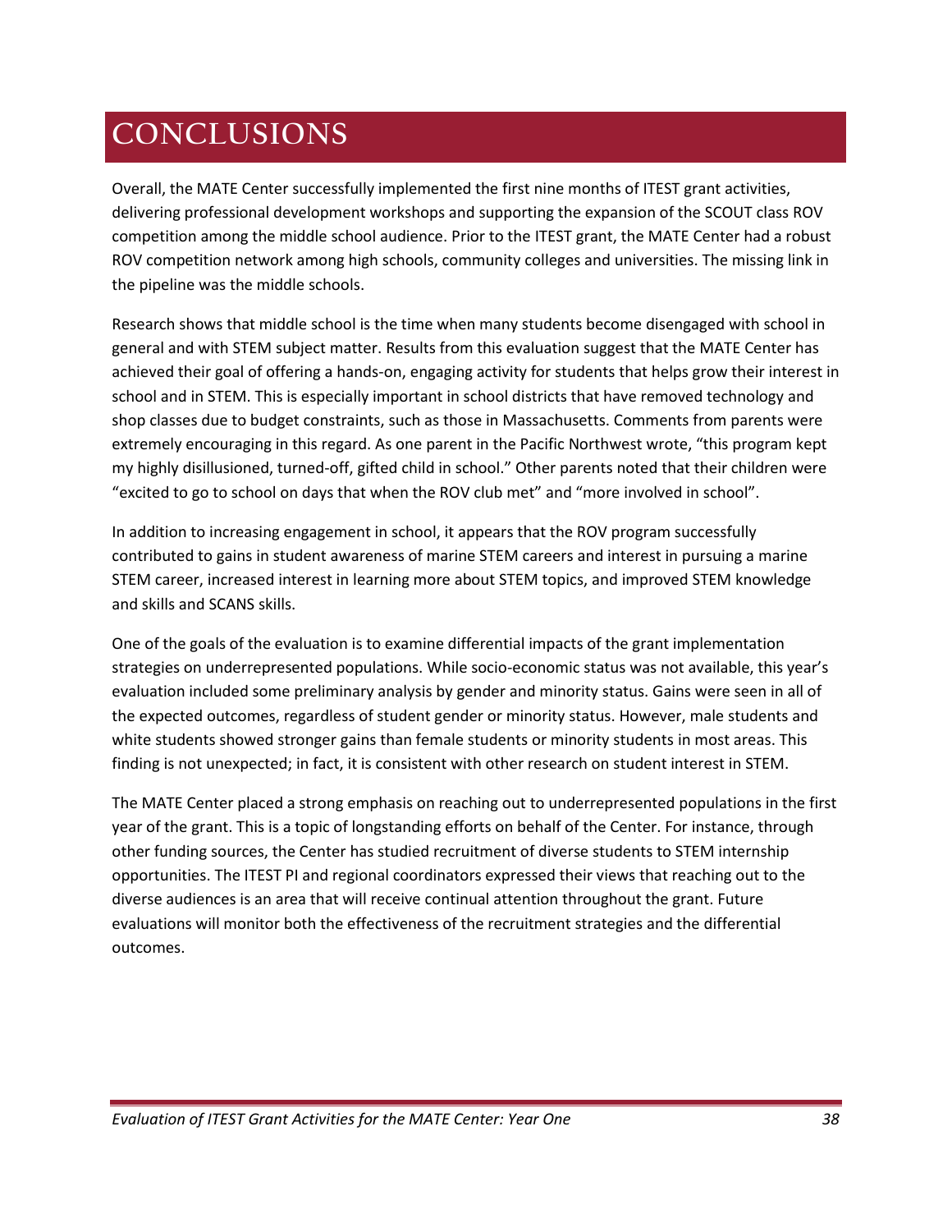# CONCLUSIONS

Overall, the MATE Center successfully implemented the first nine months of ITEST grant activities, delivering professional development workshops and supporting the expansion of the SCOUT class ROV competition among the middle school audience. Prior to the ITEST grant, the MATE Center had a robust ROV competition network among high schools, community colleges and universities. The missing link in the pipeline was the middle schools.

Research shows that middle school is the time when many students become disengaged with school in general and with STEM subject matter. Results from this evaluation suggest that the MATE Center has achieved their goal of offering a hands-on, engaging activity for students that helps grow their interest in school and in STEM. This is especially important in school districts that have removed technology and shop classes due to budget constraints, such as those in Massachusetts. Comments from parents were extremely encouraging in this regard. As one parent in the Pacific Northwest wrote, "this program kept my highly disillusioned, turned-off, gifted child in school." Other parents noted that their children were "excited to go to school on days that when the ROV club met" and "more involved in school".

In addition to increasing engagement in school, it appears that the ROV program successfully contributed to gains in student awareness of marine STEM careers and interest in pursuing a marine STEM career, increased interest in learning more about STEM topics, and improved STEM knowledge and skills and SCANS skills.

One of the goals of the evaluation is to examine differential impacts of the grant implementation strategies on underrepresented populations. While socio-economic status was not available, this year's evaluation included some preliminary analysis by gender and minority status. Gains were seen in all of the expected outcomes, regardless of student gender or minority status. However, male students and white students showed stronger gains than female students or minority students in most areas. This finding is not unexpected; in fact, it is consistent with other research on student interest in STEM.

The MATE Center placed a strong emphasis on reaching out to underrepresented populations in the first year of the grant. This is a topic of longstanding efforts on behalf of the Center. For instance, through other funding sources, the Center has studied recruitment of diverse students to STEM internship opportunities. The ITEST PI and regional coordinators expressed their views that reaching out to the diverse audiences is an area that will receive continual attention throughout the grant. Future evaluations will monitor both the effectiveness of the recruitment strategies and the differential outcomes.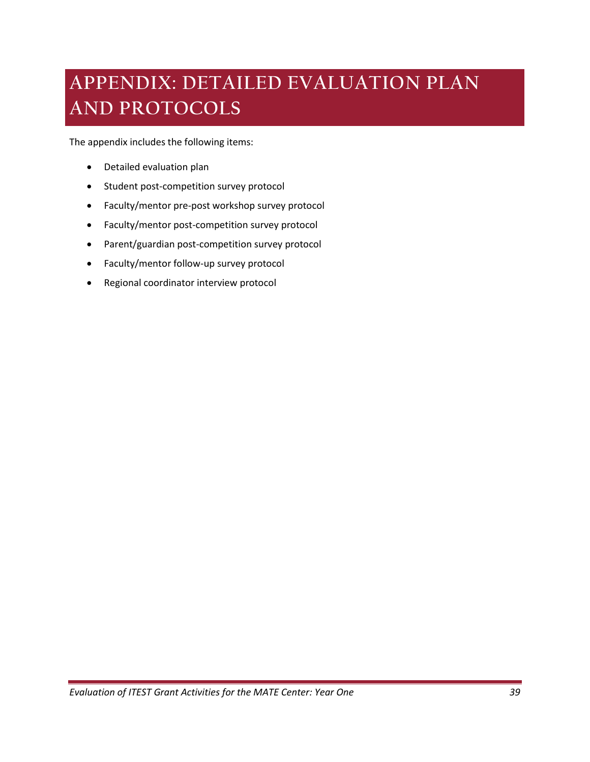# APPENDIX: DETAILED EVALUATION PLAN AND PROTOCOLS

The appendix includes the following items:

- Detailed evaluation plan
- Student post-competition survey protocol
- Faculty/mentor pre-post workshop survey protocol
- Faculty/mentor post-competition survey protocol
- Parent/guardian post-competition survey protocol
- Faculty/mentor follow-up survey protocol
- Regional coordinator interview protocol